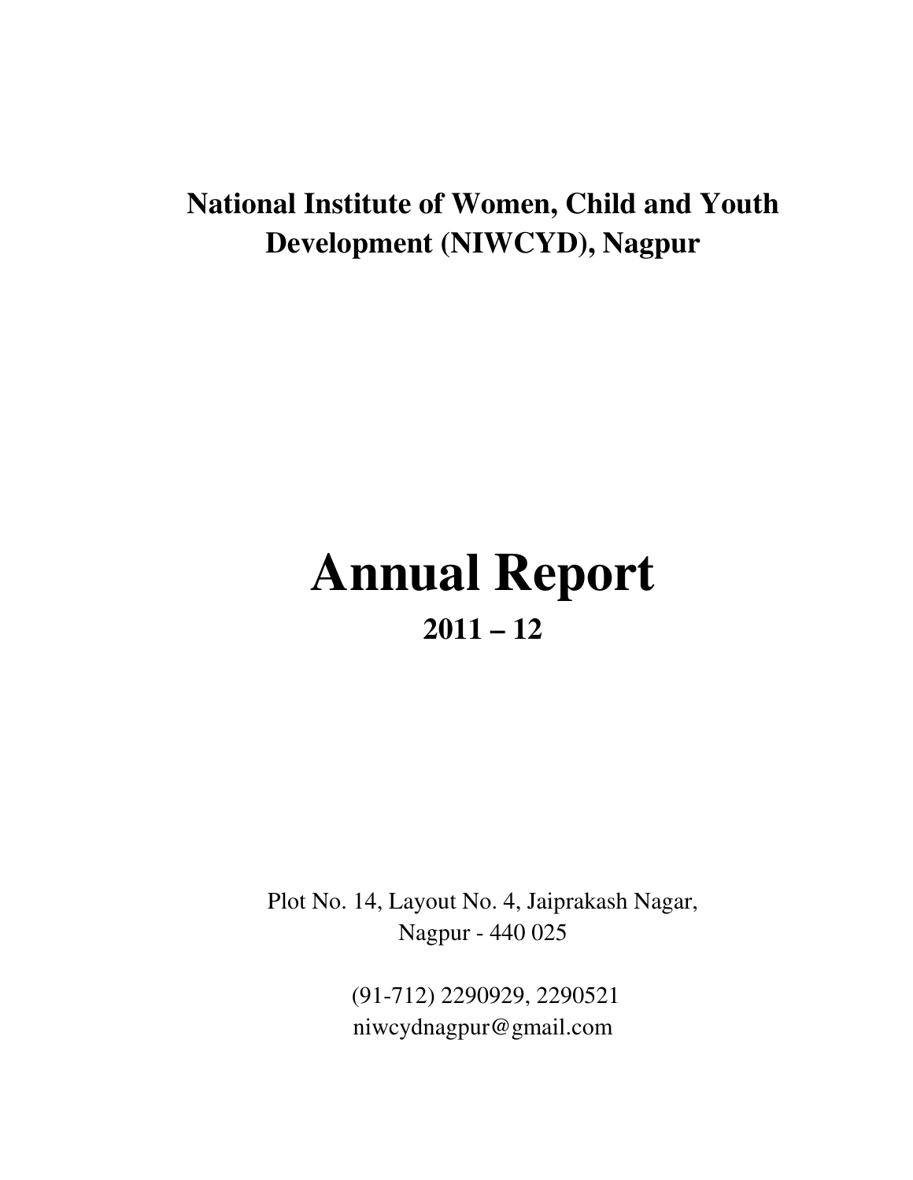**National Institute of Women, Child and Youth Development (NIWCYD), Nagpur**

# Annual Report

## 2011 – 12

Plot No. 14, Layout No. 4, Jaiprakash Nagar,
Nagpur - 440 025

(91-712) 2290929, 2290521
niwcydnagpur@gmail.com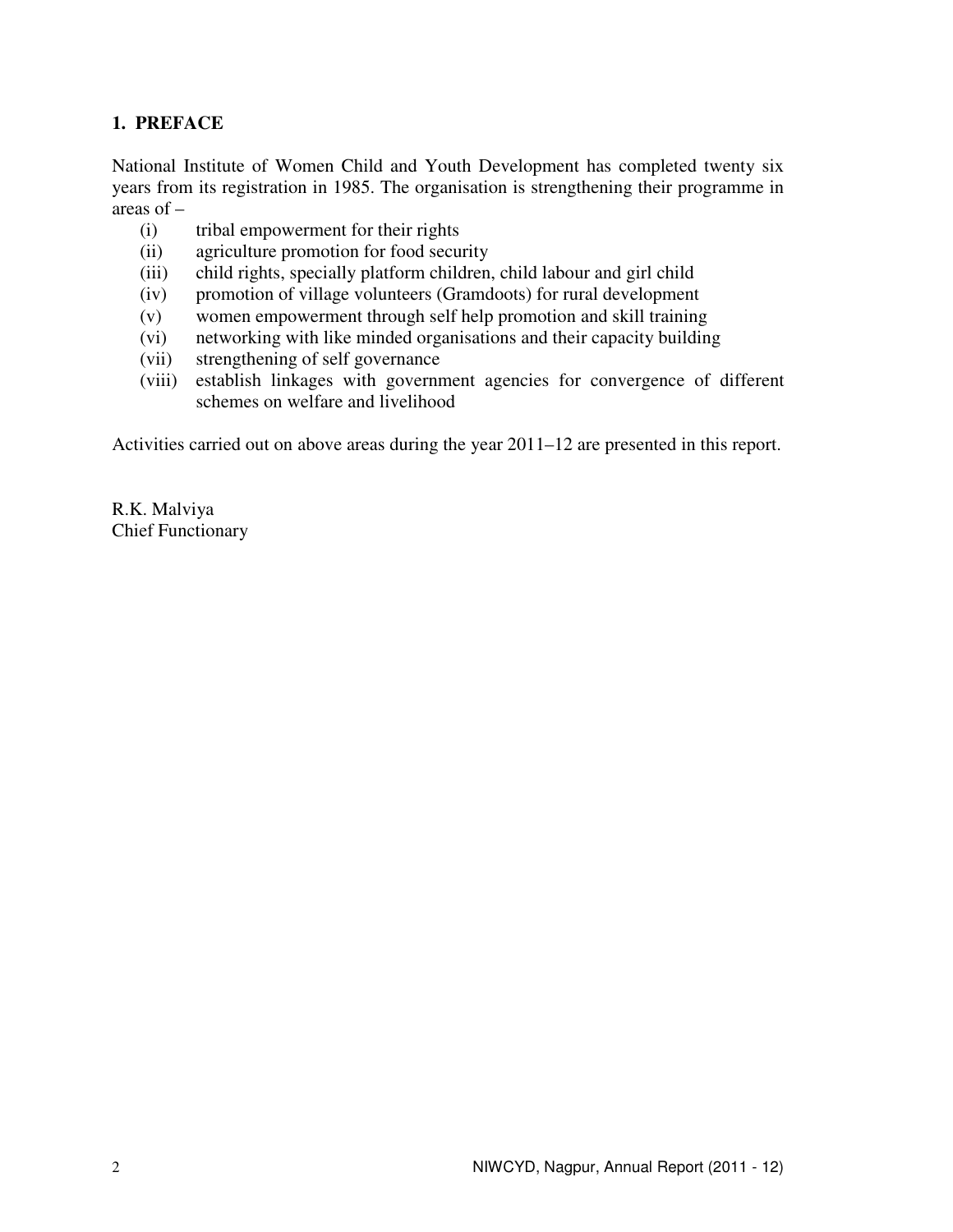## 1. PREFACE

National Institute of Women Child and Youth Development has completed twenty six years from its registration in 1985. The organisation is strengthening their programme in areas of –

- (i) tribal empowerment for their rights
- (ii) agriculture promotion for food security
- (iii) child rights, specially platform children, child labour and girl child
- (iv) promotion of village volunteers (Gramdoots) for rural development
- (v) women empowerment through self help promotion and skill training
- (vi) networking with like minded organisations and their capacity building
- (vii) strengthening of self governance
- (viii) establish linkages with government agencies for convergence of different schemes on welfare and livelihood

Activities carried out on above areas during the year 2011–12 are presented in this report.

R.K. Malviya
Chief Functionary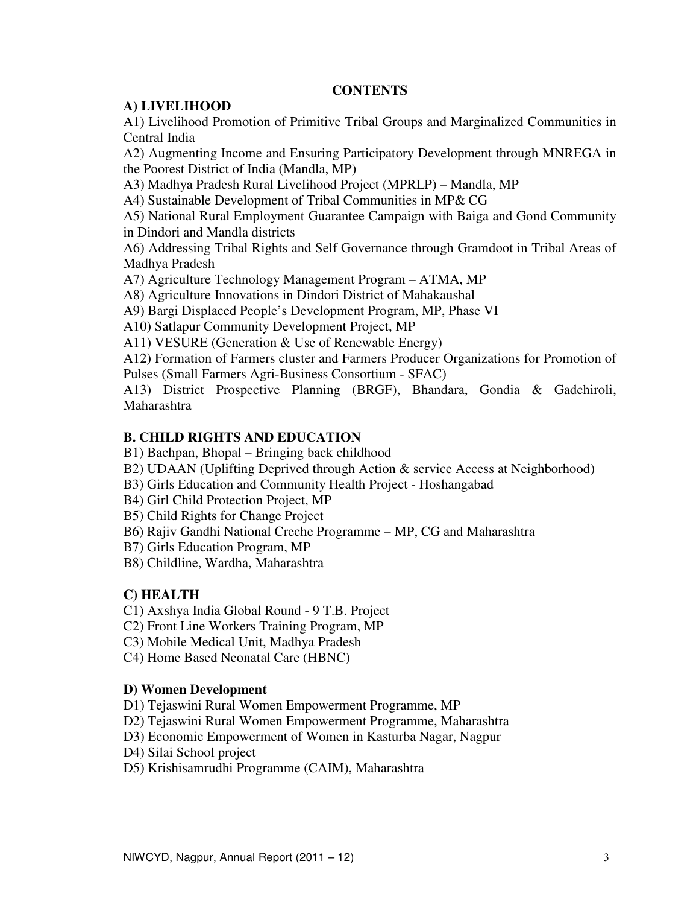# CONTENTS

## A) LIVELIHOOD

A1) Livelihood Promotion of Primitive Tribal Groups and Marginalized Communities in Central India

A2) Augmenting Income and Ensuring Participatory Development through MNREGA in the Poorest District of India (Mandla, MP)

A3) Madhya Pradesh Rural Livelihood Project (MPRLP) – Mandla, MP

A4) Sustainable Development of Tribal Communities in MP& CG

A5) National Rural Employment Guarantee Campaign with Baiga and Gond Community in Dindori and Mandla districts

A6) Addressing Tribal Rights and Self Governance through Gramdoot in Tribal Areas of Madhya Pradesh

A7) Agriculture Technology Management Program – ATMA, MP

A8) Agriculture Innovations in Dindori District of Mahakaushal

A9) Bargi Displaced People's Development Program, MP, Phase VI

A10) Satlapur Community Development Project, MP

A11) VESURE (Generation & Use of Renewable Energy)

A12) Formation of Farmers cluster and Farmers Producer Organizations for Promotion of Pulses (Small Farmers Agri-Business Consortium - SFAC)

A13) District Prospective Planning (BRGF), Bhandara, Gondia & Gadchiroli, Maharashtra

## B. CHILD RIGHTS AND EDUCATION

B1) Bachpan, Bhopal – Bringing back childhood

B2) UDAAN (Uplifting Deprived through Action & service Access at Neighborhood)

B3) Girls Education and Community Health Project - Hoshangabad

B4) Girl Child Protection Project, MP

B5) Child Rights for Change Project

B6) Rajiv Gandhi National Creche Programme – MP, CG and Maharashtra

B7) Girls Education Program, MP

B8) Childline, Wardha, Maharashtra

## C) HEALTH

C1) Axshya India Global Round - 9 T.B. Project

C2) Front Line Workers Training Program, MP

C3) Mobile Medical Unit, Madhya Pradesh

C4) Home Based Neonatal Care (HBNC)

## D) Women Development

D1) Tejaswini Rural Women Empowerment Programme, MP

D2) Tejaswini Rural Women Empowerment Programme, Maharashtra

D3) Economic Empowerment of Women in Kasturba Nagar, Nagpur

D4) Silai School project

D5) Krishisamrudhi Programme (CAIM), Maharashtra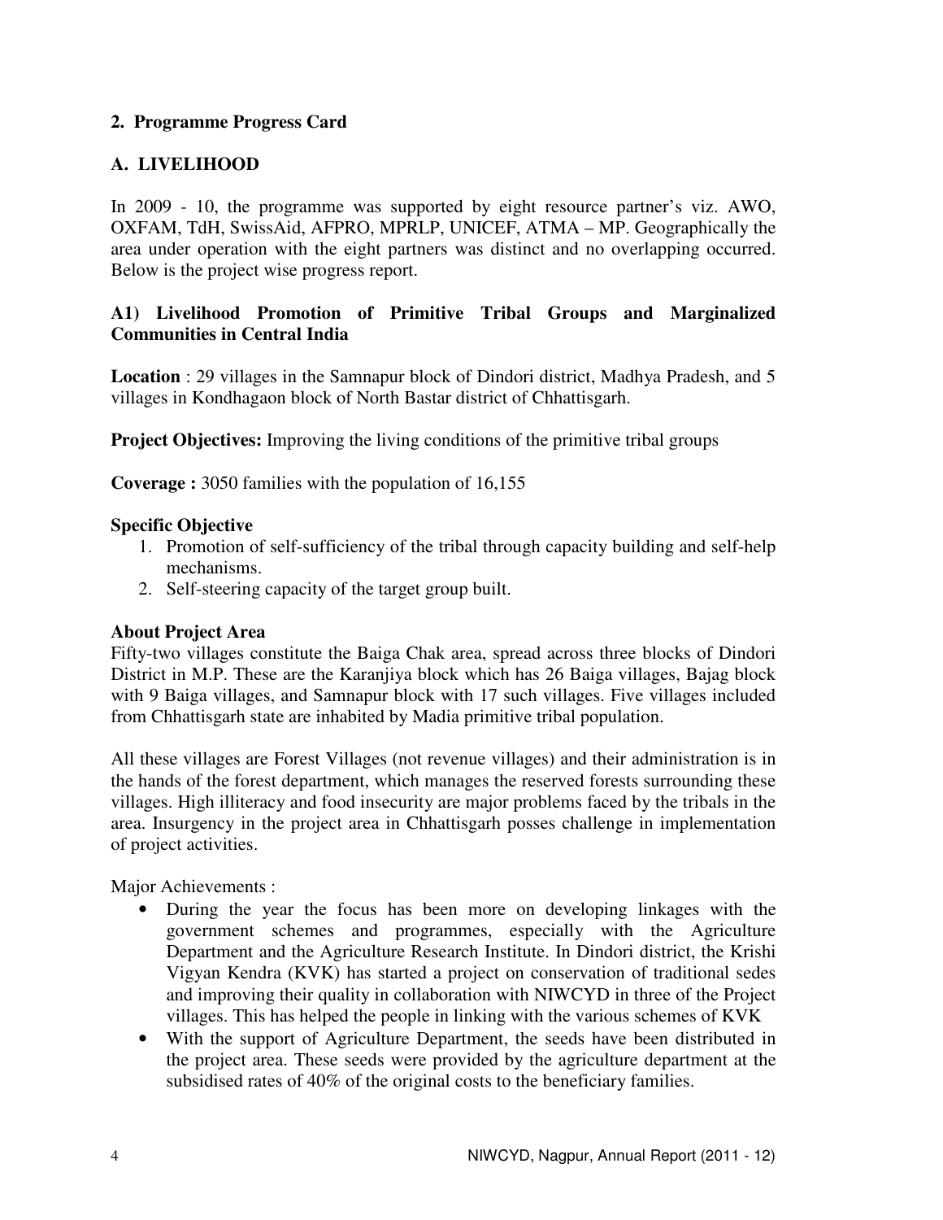## 2. Programme Progress Card

### A. LIVELIHOOD

In 2009 - 10, the programme was supported by eight resource partner's viz. AWO, OXFAM, TdH, SwissAid, AFPRO, MPRLP, UNICEF, ATMA – MP. Geographically the area under operation with the eight partners was distinct and no overlapping occurred. Below is the project wise progress report.

#### A1) Livelihood Promotion of Primitive Tribal Groups and Marginalized Communities in Central India

**Location** : 29 villages in the Samnapur block of Dindori district, Madhya Pradesh, and 5 villages in Kondhagaon block of North Bastar district of Chhattisgarh.

**Project Objectives:** Improving the living conditions of the primitive tribal groups

**Coverage :** 3050 families with the population of 16,155

**Specific Objective**

1. Promotion of self-sufficiency of the tribal through capacity building and self-help mechanisms.
2. Self-steering capacity of the target group built.

**About Project Area**

Fifty-two villages constitute the Baiga Chak area, spread across three blocks of Dindori District in M.P. These are the Karanjiya block which has 26 Baiga villages, Bajag block with 9 Baiga villages, and Samnapur block with 17 such villages. Five villages included from Chhattisgarh state are inhabited by Madia primitive tribal population.

All these villages are Forest Villages (not revenue villages) and their administration is in the hands of the forest department, which manages the reserved forests surrounding these villages. High illiteracy and food insecurity are major problems faced by the tribals in the area. Insurgency in the project area in Chhattisgarh posses challenge in implementation of project activities.

Major Achievements :

- During the year the focus has been more on developing linkages with the government schemes and programmes, especially with the Agriculture Department and the Agriculture Research Institute. In Dindori district, the Krishi Vigyan Kendra (KVK) has started a project on conservation of traditional sedes and improving their quality in collaboration with NIWCYD in three of the Project villages. This has helped the people in linking with the various schemes of KVK
- With the support of Agriculture Department, the seeds have been distributed in the project area. These seeds were provided by the agriculture department at the subsidised rates of 40% of the original costs to the beneficiary families.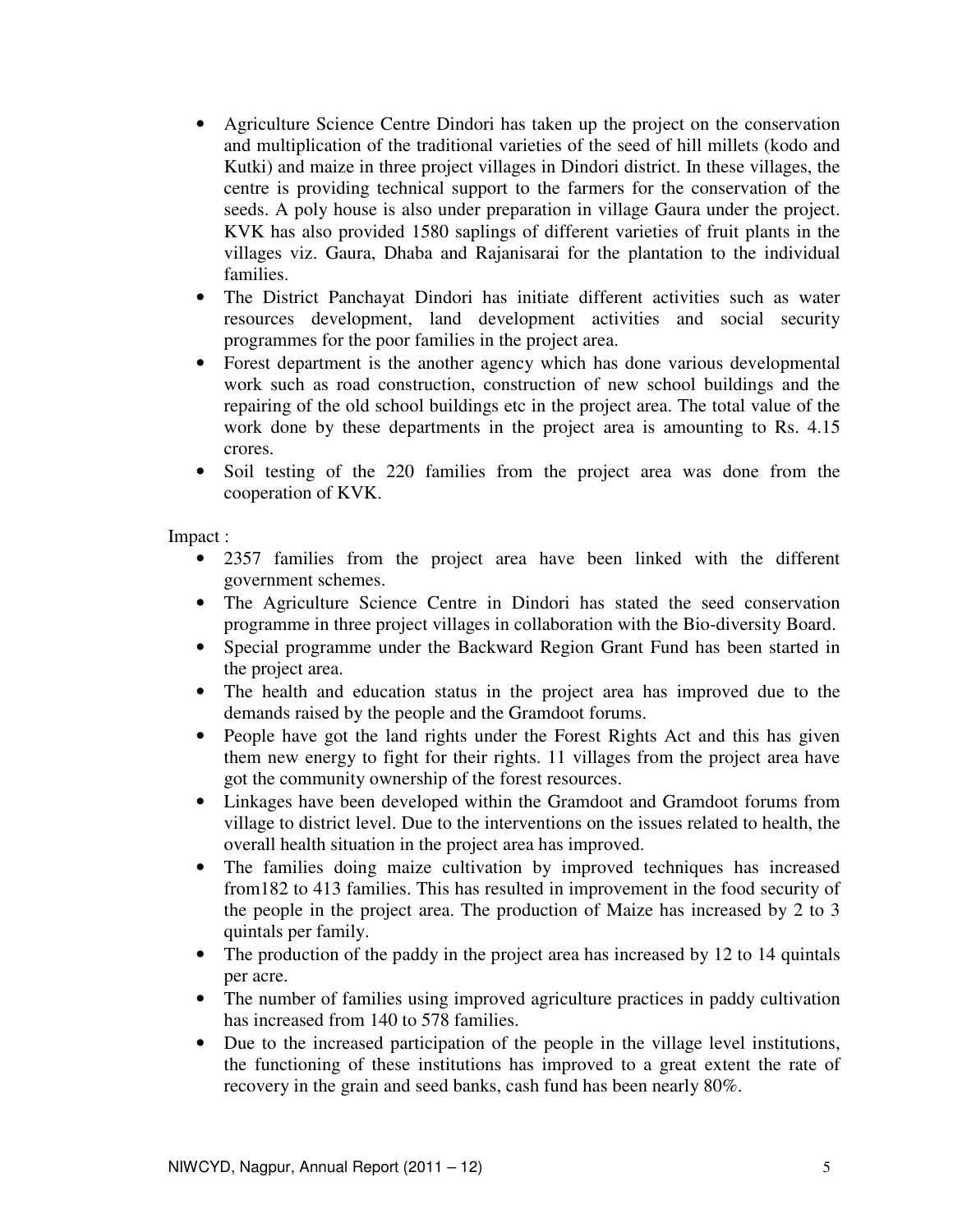- Agriculture Science Centre Dindori has taken up the project on the conservation and multiplication of the traditional varieties of the seed of hill millets (kodo and Kutki) and maize in three project villages in Dindori district. In these villages, the centre is providing technical support to the farmers for the conservation of the seeds. A poly house is also under preparation in village Gaura under the project. KVK has also provided 1580 saplings of different varieties of fruit plants in the villages viz. Gaura, Dhaba and Rajanisarai for the plantation to the individual families.
- The District Panchayat Dindori has initiate different activities such as water resources development, land development activities and social security programmes for the poor families in the project area.
- Forest department is the another agency which has done various developmental work such as road construction, construction of new school buildings and the repairing of the old school buildings etc in the project area. The total value of the work done by these departments in the project area is amounting to Rs. 4.15 crores.
- Soil testing of the 220 families from the project area was done from the cooperation of KVK.

Impact :

- 2357 families from the project area have been linked with the different government schemes.
- The Agriculture Science Centre in Dindori has stated the seed conservation programme in three project villages in collaboration with the Bio-diversity Board.
- Special programme under the Backward Region Grant Fund has been started in the project area.
- The health and education status in the project area has improved due to the demands raised by the people and the Gramdoot forums.
- People have got the land rights under the Forest Rights Act and this has given them new energy to fight for their rights. 11 villages from the project area have got the community ownership of the forest resources.
- Linkages have been developed within the Gramdoot and Gramdoot forums from village to district level. Due to the interventions on the issues related to health, the overall health situation in the project area has improved.
- The families doing maize cultivation by improved techniques has increased from182 to 413 families. This has resulted in improvement in the food security of the people in the project area. The production of Maize has increased by 2 to 3 quintals per family.
- The production of the paddy in the project area has increased by 12 to 14 quintals per acre.
- The number of families using improved agriculture practices in paddy cultivation has increased from 140 to 578 families.
- Due to the increased participation of the people in the village level institutions, the functioning of these institutions has improved to a great extent the rate of recovery in the grain and seed banks, cash fund has been nearly 80%.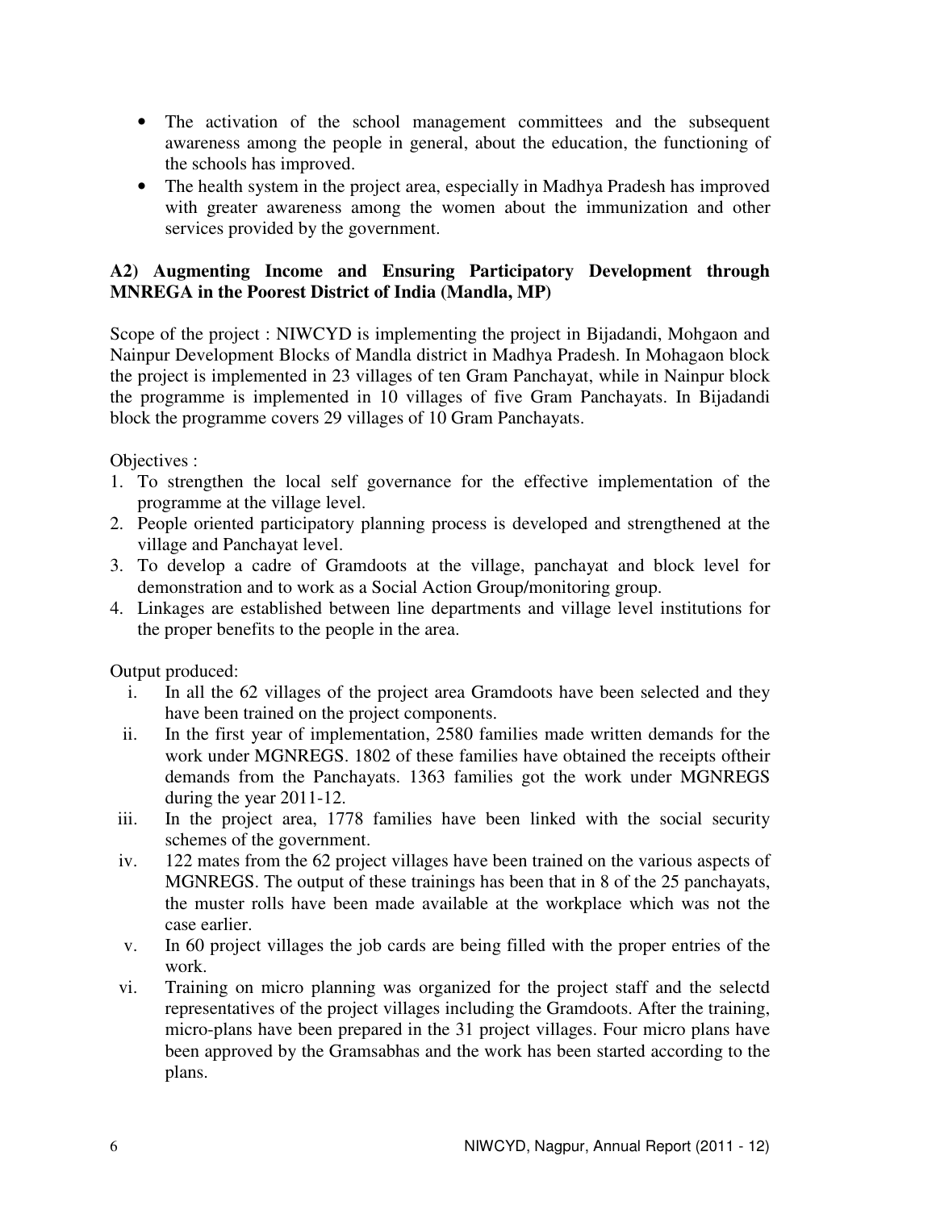- The activation of the school management committees and the subsequent awareness among the people in general, about the education, the functioning of the schools has improved.
- The health system in the project area, especially in Madhya Pradesh has improved with greater awareness among the women about the immunization and other services provided by the government.

**A2) Augmenting Income and Ensuring Participatory Development through MNREGA in the Poorest District of India (Mandla, MP)**

Scope of the project : NIWCYD is implementing the project in Bijadandi, Mohgaon and Nainpur Development Blocks of Mandla district in Madhya Pradesh. In Mohagaon block the project is implemented in 23 villages of ten Gram Panchayat, while in Nainpur block the programme is implemented in 10 villages of five Gram Panchayats. In Bijadandi block the programme covers 29 villages of 10 Gram Panchayats.

Objectives :

1. To strengthen the local self governance for the effective implementation of the programme at the village level.
2. People oriented participatory planning process is developed and strengthened at the village and Panchayat level.
3. To develop a cadre of Gramdoots at the village, panchayat and block level for demonstration and to work as a Social Action Group/monitoring group.
4. Linkages are established between line departments and village level institutions for the proper benefits to the people in the area.

Output produced:

i. In all the 62 villages of the project area Gramdoots have been selected and they have been trained on the project components.
ii. In the first year of implementation, 2580 families made written demands for the work under MGNREGS. 1802 of these families have obtained the receipts oftheir demands from the Panchayats. 1363 families got the work under MGNREGS during the year 2011-12.
iii. In the project area, 1778 families have been linked with the social security schemes of the government.
iv. 122 mates from the 62 project villages have been trained on the various aspects of MGNREGS. The output of these trainings has been that in 8 of the 25 panchayats, the muster rolls have been made available at the workplace which was not the case earlier.
v. In 60 project villages the job cards are being filled with the proper entries of the work.
vi. Training on micro planning was organized for the project staff and the selectd representatives of the project villages including the Gramdoots. After the training, micro-plans have been prepared in the 31 project villages. Four micro plans have been approved by the Gramsabhas and the work has been started according to the plans.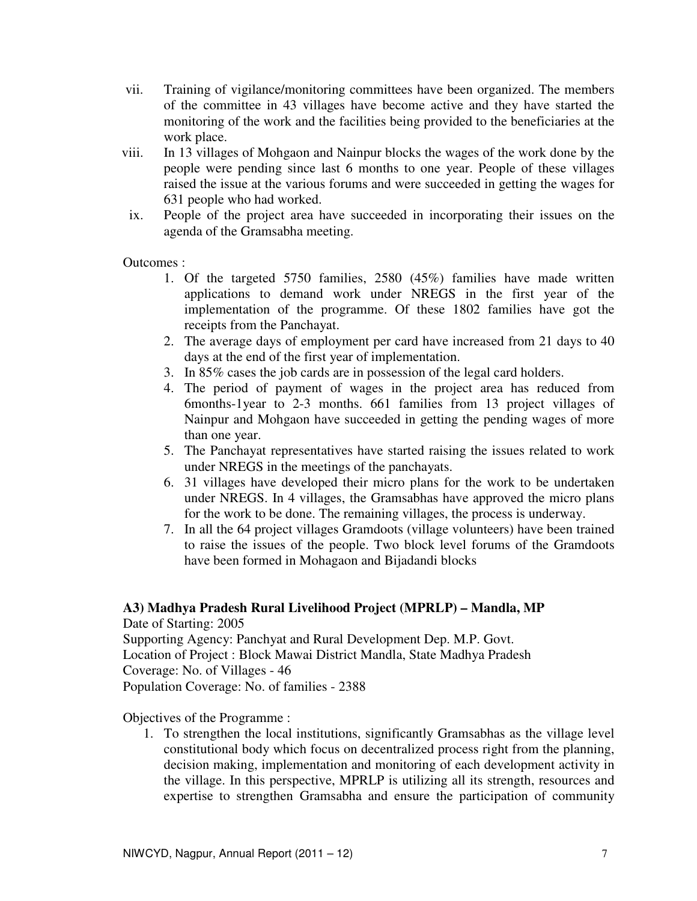vii. Training of vigilance/monitoring committees have been organized. The members of the committee in 43 villages have become active and they have started the monitoring of the work and the facilities being provided to the beneficiaries at the work place.

viii. In 13 villages of Mohgaon and Nainpur blocks the wages of the work done by the people were pending since last 6 months to one year. People of these villages raised the issue at the various forums and were succeeded in getting the wages for 631 people who had worked.

ix. People of the project area have succeeded in incorporating their issues on the agenda of the Gramsabha meeting.

Outcomes :

1. Of the targeted 5750 families, 2580 (45%) families have made written applications to demand work under NREGS in the first year of the implementation of the programme. Of these 1802 families have got the receipts from the Panchayat.
2. The average days of employment per card have increased from 21 days to 40 days at the end of the first year of implementation.
3. In 85% cases the job cards are in possession of the legal card holders.
4. The period of payment of wages in the project area has reduced from 6months-1year to 2-3 months. 661 families from 13 project villages of Nainpur and Mohgaon have succeeded in getting the pending wages of more than one year.
5. The Panchayat representatives have started raising the issues related to work under NREGS in the meetings of the panchayats.
6. 31 villages have developed their micro plans for the work to be undertaken under NREGS. In 4 villages, the Gramsabhas have approved the micro plans for the work to be done. The remaining villages, the process is underway.
7. In all the 64 project villages Gramdoots (village volunteers) have been trained to raise the issues of the people. Two block level forums of the Gramdoots have been formed in Mohagaon and Bijadandi blocks

**A3) Madhya Pradesh Rural Livelihood Project (MPRLP) – Mandla, MP**

Date of Starting: 2005
Supporting Agency: Panchyat and Rural Development Dep. M.P. Govt.
Location of Project : Block Mawai District Mandla, State Madhya Pradesh
Coverage: No. of Villages - 46
Population Coverage: No. of families - 2388

Objectives of the Programme :

1. To strengthen the local institutions, significantly Gramsabhas as the village level constitutional body which focus on decentralized process right from the planning, decision making, implementation and monitoring of each development activity in the village. In this perspective, MPRLP is utilizing all its strength, resources and expertise to strengthen Gramsabha and ensure the participation of community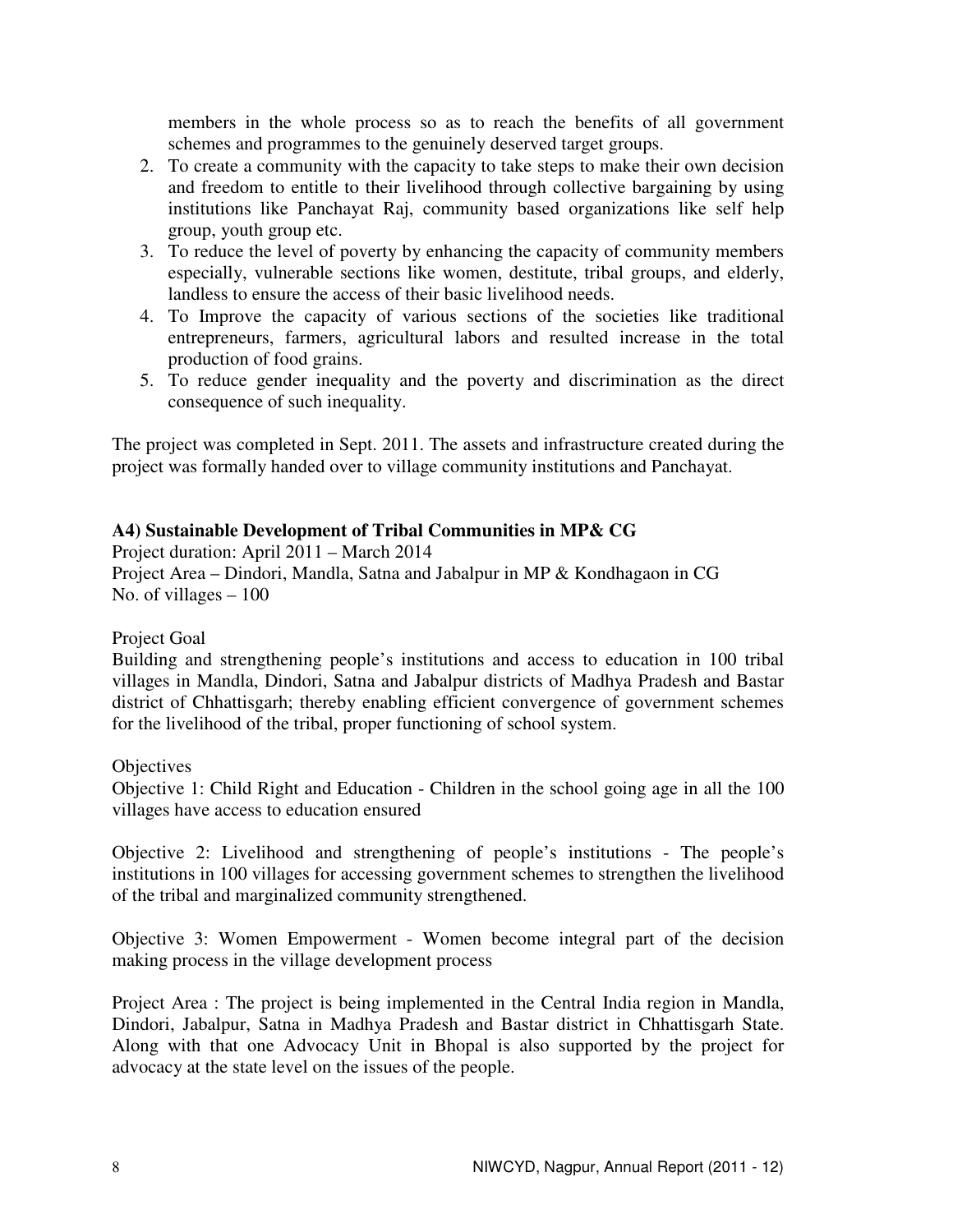members in the whole process so as to reach the benefits of all government schemes and programmes to the genuinely deserved target groups.

2. To create a community with the capacity to take steps to make their own decision and freedom to entitle to their livelihood through collective bargaining by using institutions like Panchayat Raj, community based organizations like self help group, youth group etc.
3. To reduce the level of poverty by enhancing the capacity of community members especially, vulnerable sections like women, destitute, tribal groups, and elderly, landless to ensure the access of their basic livelihood needs.
4. To Improve the capacity of various sections of the societies like traditional entrepreneurs, farmers, agricultural labors and resulted increase in the total production of food grains.
5. To reduce gender inequality and the poverty and discrimination as the direct consequence of such inequality.

The project was completed in Sept. 2011. The assets and infrastructure created during the project was formally handed over to village community institutions and Panchayat.

**A4) Sustainable Development of Tribal Communities in MP& CG**

Project duration: April 2011 – March 2014
Project Area – Dindori, Mandla, Satna and Jabalpur in MP & Kondhagaon in CG
No. of villages – 100

Project Goal

Building and strengthening people's institutions and access to education in 100 tribal villages in Mandla, Dindori, Satna and Jabalpur districts of Madhya Pradesh and Bastar district of Chhattisgarh; thereby enabling efficient convergence of government schemes for the livelihood of the tribal, proper functioning of school system.

Objectives

Objective 1: Child Right and Education - Children in the school going age in all the 100 villages have access to education ensured

Objective 2: Livelihood and strengthening of people's institutions - The people's institutions in 100 villages for accessing government schemes to strengthen the livelihood of the tribal and marginalized community strengthened.

Objective 3: Women Empowerment - Women become integral part of the decision making process in the village development process

Project Area : The project is being implemented in the Central India region in Mandla, Dindori, Jabalpur, Satna in Madhya Pradesh and Bastar district in Chhattisgarh State. Along with that one Advocacy Unit in Bhopal is also supported by the project for advocacy at the state level on the issues of the people.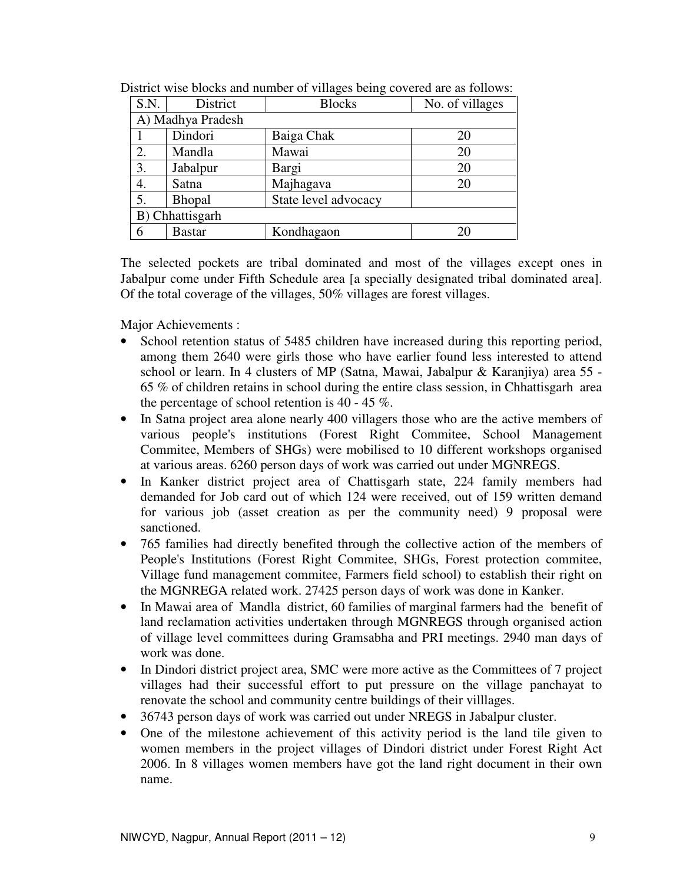District wise blocks and number of villages being covered are as follows:

| S.N. | District | Blocks | No. of villages |
|---|---|---|---|
| A) Madhya Pradesh | | | |
| 1 | Dindori | Baiga Chak | 20 |
| 2. | Mandla | Mawai | 20 |
| 3. | Jabalpur | Bargi | 20 |
| 4. | Satna | Majhagava | 20 |
| 5. | Bhopal | State level advocacy | |
| B) Chhattisgarh | | | |
| 6 | Bastar | Kondhagaon | 20 |

The selected pockets are tribal dominated and most of the villages except ones in Jabalpur come under Fifth Schedule area [a specially designated tribal dominated area]. Of the total coverage of the villages, 50% villages are forest villages.

Major Achievements :

- School retention status of 5485 children have increased during this reporting period, among them 2640 were girls those who have earlier found less interested to attend school or learn. In 4 clusters of MP (Satna, Mawai, Jabalpur & Karanjiya) area 55 - 65 % of children retains in school during the entire class session, in Chhattisgarh area the percentage of school retention is 40 - 45 %.
- In Satna project area alone nearly 400 villagers those who are the active members of various people's institutions (Forest Right Commitee, School Management Commitee, Members of SHGs) were mobilised to 10 different workshops organised at various areas. 6260 person days of work was carried out under MGNREGS.
- In Kanker district project area of Chattisgarh state, 224 family members had demanded for Job card out of which 124 were received, out of 159 written demand for various job (asset creation as per the community need) 9 proposal were sanctioned.
- 765 families had directly benefited through the collective action of the members of People's Institutions (Forest Right Commitee, SHGs, Forest protection commitee, Village fund management commitee, Farmers field school) to establish their right on the MGNREGA related work. 27425 person days of work was done in Kanker.
- In Mawai area of Mandla district, 60 families of marginal farmers had the benefit of land reclamation activities undertaken through MGNREGS through organised action of village level committees during Gramsabha and PRI meetings. 2940 man days of work was done.
- In Dindori district project area, SMC were more active as the Committees of 7 project villages had their successful effort to put pressure on the village panchayat to renovate the school and community centre buildings of their villlages.
- 36743 person days of work was carried out under NREGS in Jabalpur cluster.
- One of the milestone achievement of this activity period is the land tile given to women members in the project villages of Dindori district under Forest Right Act 2006. In 8 villages women members have got the land right document in their own name.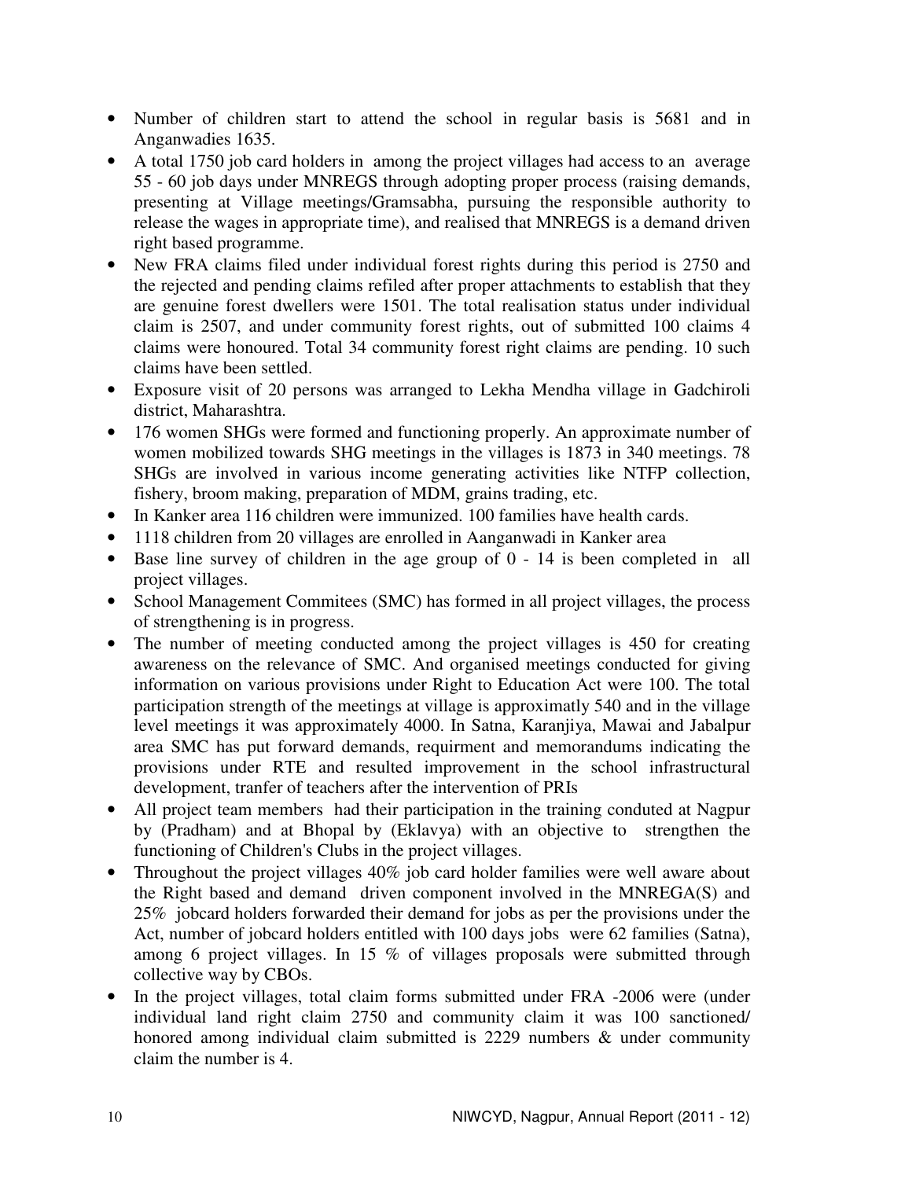- Number of children start to attend the school in regular basis is 5681 and in Anganwadies 1635.
- A total 1750 job card holders in among the project villages had access to an average 55 - 60 job days under MNREGS through adopting proper process (raising demands, presenting at Village meetings/Gramsabha, pursuing the responsible authority to release the wages in appropriate time), and realised that MNREGS is a demand driven right based programme.
- New FRA claims filed under individual forest rights during this period is 2750 and the rejected and pending claims refiled after proper attachments to establish that they are genuine forest dwellers were 1501. The total realisation status under individual claim is 2507, and under community forest rights, out of submitted 100 claims 4 claims were honoured. Total 34 community forest right claims are pending. 10 such claims have been settled.
- Exposure visit of 20 persons was arranged to Lekha Mendha village in Gadchiroli district, Maharashtra.
- 176 women SHGs were formed and functioning properly. An approximate number of women mobilized towards SHG meetings in the villages is 1873 in 340 meetings. 78 SHGs are involved in various income generating activities like NTFP collection, fishery, broom making, preparation of MDM, grains trading, etc.
- In Kanker area 116 children were immunized. 100 families have health cards.
- 1118 children from 20 villages are enrolled in Aanganwadi in Kanker area
- Base line survey of children in the age group of 0 - 14 is been completed in all project villages.
- School Management Commitees (SMC) has formed in all project villages, the process of strengthening is in progress.
- The number of meeting conducted among the project villages is 450 for creating awareness on the relevance of SMC. And organised meetings conducted for giving information on various provisions under Right to Education Act were 100. The total participation strength of the meetings at village is approximatly 540 and in the village level meetings it was approximately 4000. In Satna, Karanjiya, Mawai and Jabalpur area SMC has put forward demands, requirment and memorandums indicating the provisions under RTE and resulted improvement in the school infrastructural development, tranfer of teachers after the intervention of PRIs
- All project team members had their participation in the training conduted at Nagpur by (Pradham) and at Bhopal by (Eklavya) with an objective to strengthen the functioning of Children's Clubs in the project villages.
- Throughout the project villages 40% job card holder families were well aware about the Right based and demand driven component involved in the MNREGA(S) and 25% jobcard holders forwarded their demand for jobs as per the provisions under the Act, number of jobcard holders entitled with 100 days jobs were 62 families (Satna), among 6 project villages. In 15 % of villages proposals were submitted through collective way by CBOs.
- In the project villages, total claim forms submitted under FRA -2006 were (under individual land right claim 2750 and community claim it was 100 sanctioned/ honored among individual claim submitted is 2229 numbers & under community claim the number is 4.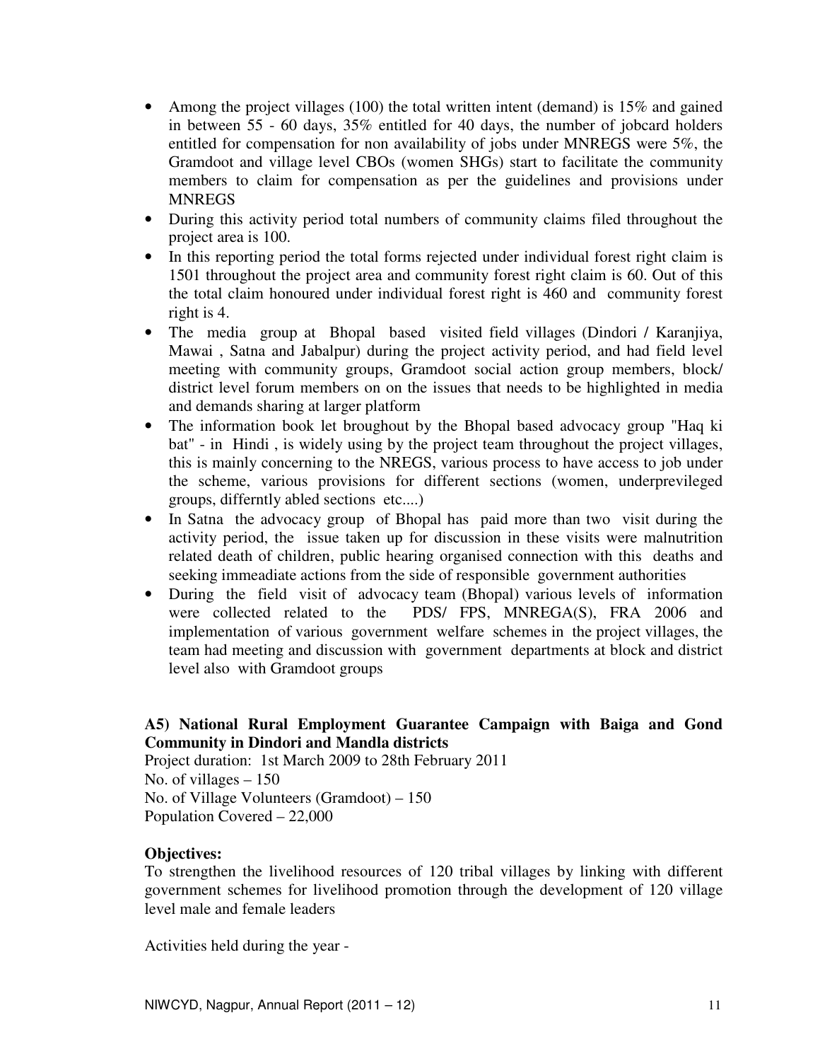- Among the project villages (100) the total written intent (demand) is 15% and gained in between 55 - 60 days, 35% entitled for 40 days, the number of jobcard holders entitled for compensation for non availability of jobs under MNREGS were 5%, the Gramdoot and village level CBOs (women SHGs) start to facilitate the community members to claim for compensation as per the guidelines and provisions under MNREGS
- During this activity period total numbers of community claims filed throughout the project area is 100.
- In this reporting period the total forms rejected under individual forest right claim is 1501 throughout the project area and community forest right claim is 60. Out of this the total claim honoured under individual forest right is 460 and community forest right is 4.
- The media group at Bhopal based visited field villages (Dindori / Karanjiya, Mawai , Satna and Jabalpur) during the project activity period, and had field level meeting with community groups, Gramdoot social action group members, block/ district level forum members on on the issues that needs to be highlighted in media and demands sharing at larger platform
- The information book let broughout by the Bhopal based advocacy group "Haq ki bat" - in Hindi , is widely using by the project team throughout the project villages, this is mainly concerning to the NREGS, various process to have access to job under the scheme, various provisions for different sections (women, underprevileged groups, differntly abled sections etc....)
- In Satna the advocacy group of Bhopal has paid more than two visit during the activity period, the issue taken up for discussion in these visits were malnutrition related death of children, public hearing organised connection with this deaths and seeking immeadiate actions from the side of responsible government authorities
- During the field visit of advocacy team (Bhopal) various levels of information were collected related to the PDS/ FPS, MNREGA(S), FRA 2006 and implementation of various government welfare schemes in the project villages, the team had meeting and discussion with government departments at block and district level also with Gramdoot groups

**A5) National Rural Employment Guarantee Campaign with Baiga and Gond Community in Dindori and Mandla districts**

Project duration: 1st March 2009 to 28th February 2011
No. of villages – 150
No. of Village Volunteers (Gramdoot) – 150
Population Covered – 22,000

**Objectives:**

To strengthen the livelihood resources of 120 tribal villages by linking with different government schemes for livelihood promotion through the development of 120 village level male and female leaders

Activities held during the year -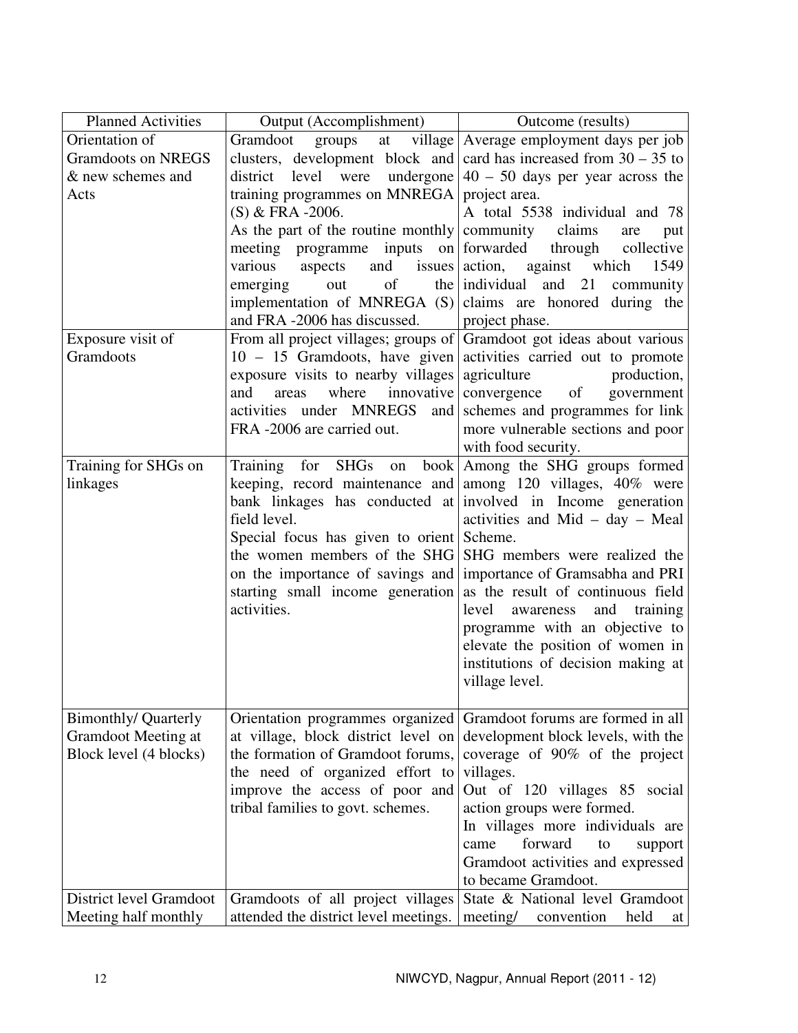| Planned Activities | Output (Accomplishment) | Outcome (results) |
|---|---|---|
| Orientation of Gramdoots on NREGS & new schemes and Acts | Gramdoot groups at village clusters, development block and district level were undergone training programmes on MNREGA (S) & FRA -2006. As the part of the routine monthly meeting programme inputs on various aspects and issues emerging out of the implementation of MNREGA (S) and FRA -2006 has discussed. | Average employment days per job card has increased from 30 – 35 to 40 – 50 days per year across the project area. A total 5538 individual and 78 community claims are put forwarded through collective action, against which 1549 individual and 21 community claims are honored during the project phase. |
| Exposure visit of Gramdoots | From all project villages; groups of 10 – 15 Gramdoots, have given exposure visits to nearby villages and areas where innovative activities under MNREGS and FRA -2006 are carried out. | Gramdoot got ideas about various activities carried out to promote agriculture production, convergence of government schemes and programmes for link more vulnerable sections and poor with food security. |
| Training for SHGs on linkages | Training for SHGs on book keeping, record maintenance and bank linkages has conducted at field level. Special focus has given to orient the women members of the SHG on the importance of savings and starting small income generation activities. | Among the SHG groups formed among 120 villages, 40% were involved in Income generation activities and Mid – day – Meal Scheme. SHG members were realized the importance of Gramsabha and PRI as the result of continuous field level awareness and training programme with an objective to elevate the position of women in institutions of decision making at village level. |
| Bimonthly/ Quarterly Gramdoot Meeting at Block level (4 blocks) | Orientation programmes organized at village, block district level on the formation of Gramdoot forums, the need of organized effort to improve the access of poor and tribal families to govt. schemes. | Gramdoot forums are formed in all development block levels, with the coverage of 90% of the project villages. Out of 120 villages 85 social action groups were formed. In villages more individuals are came forward to support Gramdoot activities and expressed to became Gramdoot. |
| District level Gramdoot Meeting half monthly | Gramdoots of all project villages attended the district level meetings. | State & National level Gramdoot meeting/ convention held at |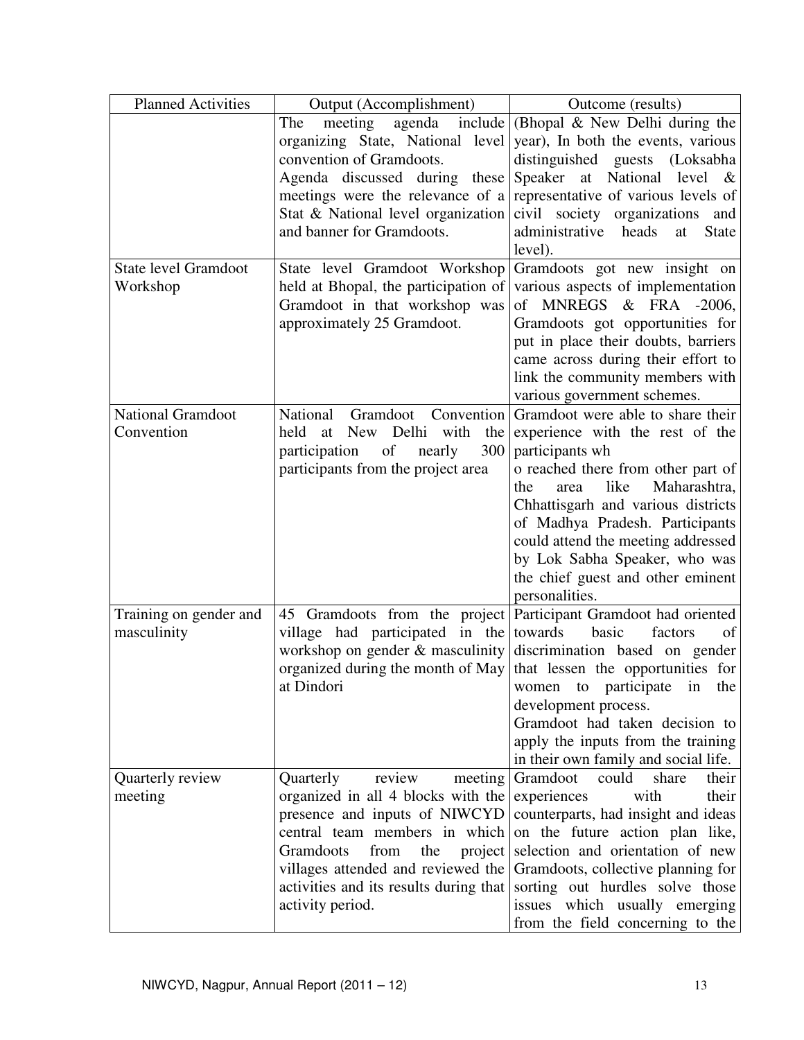| Planned Activities | Output (Accomplishment) | Outcome (results) |
|---|---|---|
| | The meeting agenda include organizing State, National level convention of Gramdoots. Agenda discussed during these meetings were the relevance of a Stat & National level organization and banner for Gramdoots. | (Bhopal & New Delhi during the year), In both the events, various distinguished guests (Loksabha Speaker at National level & representative of various levels of civil society organizations and administrative heads at State level). |
| State level Gramdoot Workshop | State level Gramdoot Workshop held at Bhopal, the participation of Gramdoot in that workshop was approximately 25 Gramdoot. | Gramdoots got new insight on various aspects of implementation of MNREGS & FRA -2006, Gramdoots got opportunities for put in place their doubts, barriers came across during their effort to link the community members with various government schemes. |
| National Gramdoot Convention | National Gramdoot Convention held at New Delhi with the participation of nearly 300 participants from the project area | Gramdoot were able to share their experience with the rest of the participants wh o reached there from other part of the area like Maharashtra, Chhattisgarh and various districts of Madhya Pradesh. Participants could attend the meeting addressed by Lok Sabha Speaker, who was the chief guest and other eminent personalities. |
| Training on gender and masculinity | 45 Gramdoots from the project village had participated in the workshop on gender & masculinity organized during the month of May at Dindori | Participant Gramdoot had oriented towards basic factors of discrimination based on gender that lessen the opportunities for women to participate in the development process. Gramdoot had taken decision to apply the inputs from the training in their own family and social life. |
| Quarterly review meeting | Quarterly review meeting organized in all 4 blocks with the presence and inputs of NIWCYD central team members in which Gramdoots from the project villages attended and reviewed the activities and its results during that activity period. | Gramdoot could share their experiences with their counterparts, had insight and ideas on the future action plan like, selection and orientation of new Gramdoots, collective planning for sorting out hurdles solve those issues which usually emerging from the field concerning to the |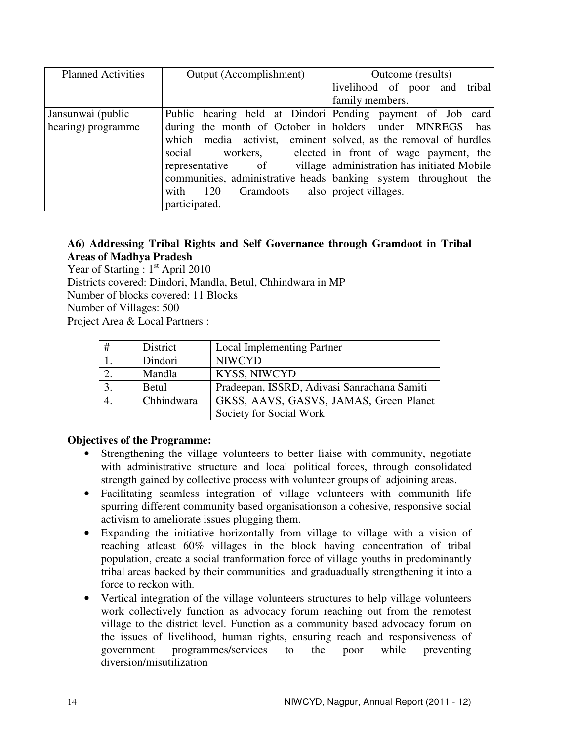| Planned Activities | Output (Accomplishment) | Outcome (results) |
|---|---|---|
| | | livelihood of poor and tribal family members. |
| Jansunwai (public hearing) programme | Public hearing held at Dindori during the month of October in which media activist, eminent social workers, elected representative of village communities, administrative heads with 120 Gramdoots also participated. | Pending payment of Job card holders under MNREGS has solved, as the removal of hurdles in front of wage payment, the administration has initiated Mobile banking system throughout the project villages. |

### A6) Addressing Tribal Rights and Self Governance through Gramdoot in Tribal Areas of Madhya Pradesh

Year of Starting : 1st April 2010
Districts covered: Dindori, Mandla, Betul, Chhindwara in MP
Number of blocks covered: 11 Blocks
Number of Villages: 500
Project Area & Local Partners :

| # | District | Local Implementing Partner |
|---|---|---|
| 1. | Dindori | NIWCYD |
| 2. | Mandla | KYSS, NIWCYD |
| 3. | Betul | Pradeepan, ISSRD, Adivasi Sanrachana Samiti |
| 4. | Chhindwara | GKSS, AAVS, GASVS, JAMAS, Green Planet Society for Social Work |

**Objectives of the Programme:**

- Strengthening the village volunteers to better liaise with community, negotiate with administrative structure and local political forces, through consolidated strength gained by collective process with volunteer groups of adjoining areas.
- Facilitating seamless integration of village volunteers with communith life spurring different community based organisationson a cohesive, responsive social activism to ameliorate issues plugging them.
- Expanding the initiative horizontally from village to village with a vision of reaching atleast 60% villages in the block having concentration of tribal population, create a social tranformation force of village youths in predominantly tribal areas backed by their communities and graduadually strengthening it into a force to reckon with.
- Vertical integration of the village volunteers structures to help village volunteers work collectively function as advocacy forum reaching out from the remotest village to the district level. Function as a community based advocacy forum on the issues of livelihood, human rights, ensuring reach and responsiveness of government programmes/services to the poor while preventing diversion/misutilization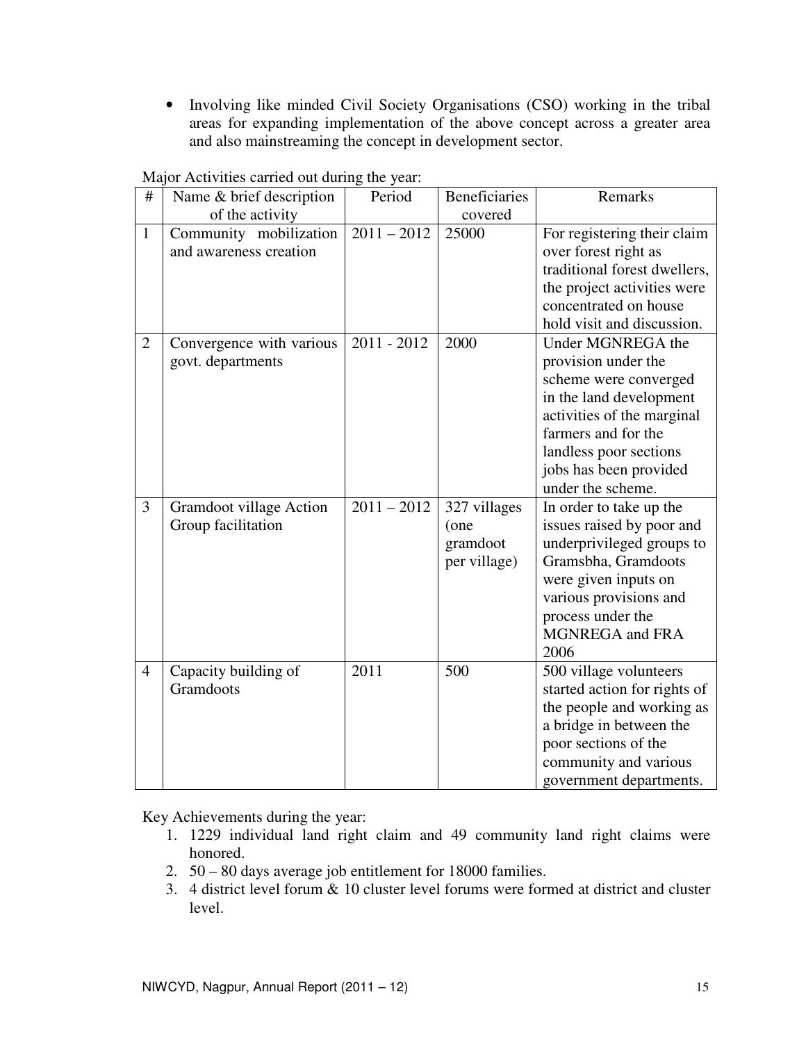- Involving like minded Civil Society Organisations (CSO) working in the tribal areas for expanding implementation of the above concept across a greater area and also mainstreaming the concept in development sector.

Major Activities carried out during the year:

| # | Name & brief description of the activity | Period | Beneficiaries covered | Remarks |
|---|---|---|---|---|
| 1 | Community mobilization and awareness creation | 2011 – 2012 | 25000 | For registering their claim over forest right as traditional forest dwellers, the project activities were concentrated on house hold visit and discussion. |
| 2 | Convergence with various govt. departments | 2011 - 2012 | 2000 | Under MGNREGA the provision under the scheme were converged in the land development activities of the marginal farmers and for the landless poor sections jobs has been provided under the scheme. |
| 3 | Gramdoot village Action Group facilitation | 2011 – 2012 | 327 villages (one gramdoot per village) | In order to take up the issues raised by poor and underprivileged groups to Gramsbha, Gramdoots were given inputs on various provisions and process under the MGNREGA and FRA 2006 |
| 4 | Capacity building of Gramdoots | 2011 | 500 | 500 village volunteers started action for rights of the people and working as a bridge in between the poor sections of the community and various government departments. |

Key Achievements during the year:

1. 1229 individual land right claim and 49 community land right claims were honored.
2. 50 – 80 days average job entitlement for 18000 families.
3. 4 district level forum & 10 cluster level forums were formed at district and cluster level.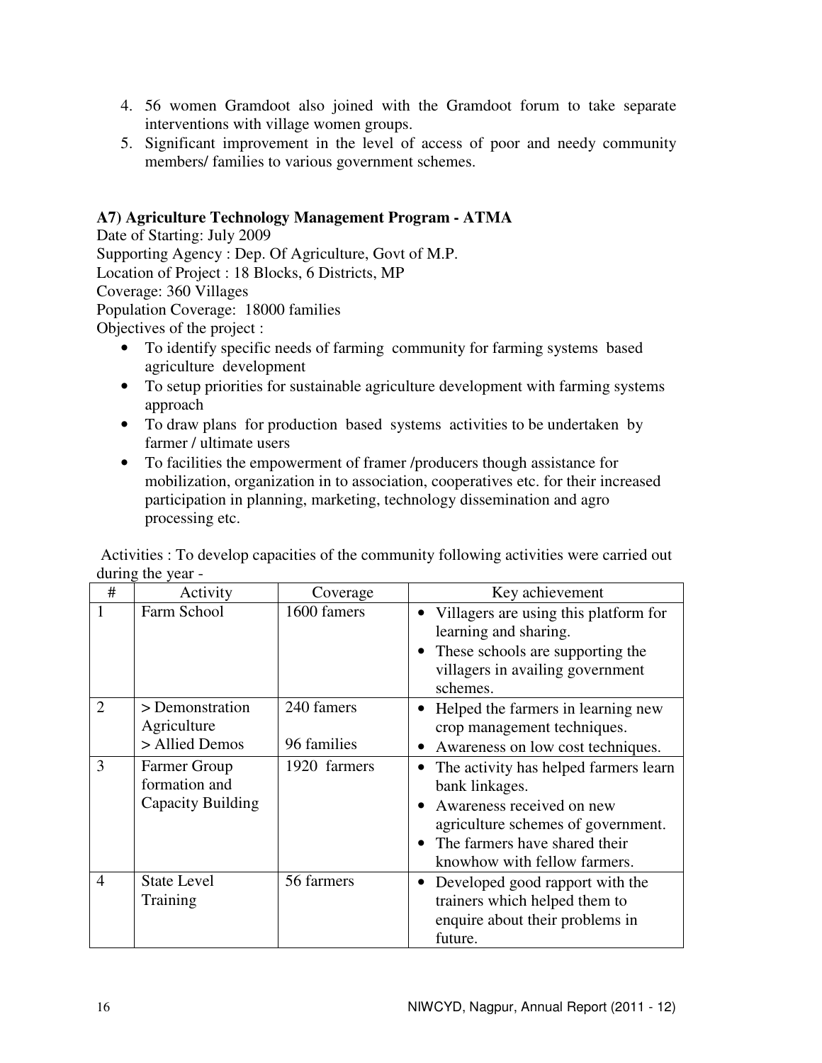4. 56 women Gramdoot also joined with the Gramdoot forum to take separate interventions with village women groups.
5. Significant improvement in the level of access of poor and needy community members/ families to various government schemes.

**A7) Agriculture Technology Management Program - ATMA**

Date of Starting: July 2009

Supporting Agency : Dep. Of Agriculture, Govt of M.P.

Location of Project : 18 Blocks, 6 Districts, MP

Coverage: 360 Villages

Population Coverage: 18000 families

Objectives of the project :

- To identify specific needs of farming community for farming systems based agriculture development
- To setup priorities for sustainable agriculture development with farming systems approach
- To draw plans for production based systems activities to be undertaken by farmer / ultimate users
- To facilities the empowerment of framer /producers though assistance for mobilization, organization in to association, cooperatives etc. for their increased participation in planning, marketing, technology dissemination and agro processing etc.

Activities : To develop capacities of the community following activities were carried out during the year -

| # | Activity | Coverage | Key achievement |
|---|---|---|---|
| 1 | Farm School | 1600 famers | • Villagers are using this platform for learning and sharing.<br>• These schools are supporting the villagers in availing government schemes. |
| 2 | > Demonstration Agriculture<br>> Allied Demos | 240 famers<br><br>96 families | • Helped the farmers in learning new crop management techniques.<br>• Awareness on low cost techniques. |
| 3 | Farmer Group formation and Capacity Building | 1920 farmers | • The activity has helped farmers learn bank linkages.<br>• Awareness received on new agriculture schemes of government.<br>• The farmers have shared their knowhow with fellow farmers. |
| 4 | State Level Training | 56 farmers | • Developed good rapport with the trainers which helped them to enquire about their problems in future. |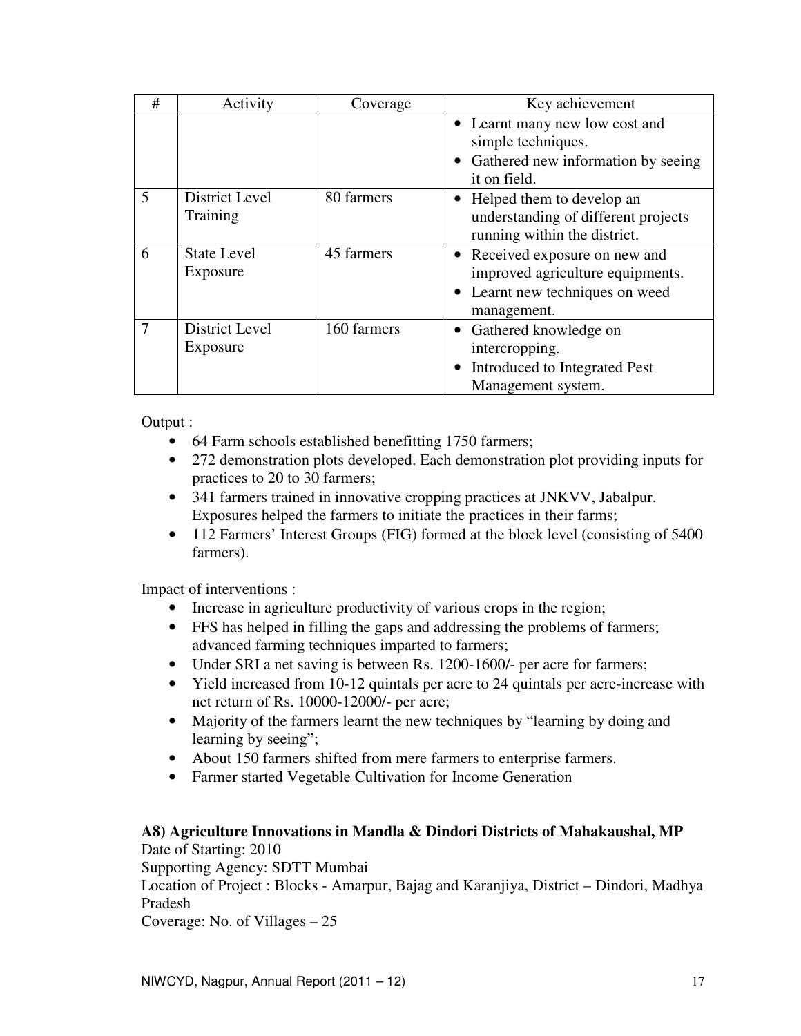| # | Activity | Coverage | Key achievement |
|---|---|---|---|
| | | | • Learnt many new low cost and simple techniques.<br>• Gathered new information by seeing it on field. |
| 5 | District Level Training | 80 farmers | • Helped them to develop an understanding of different projects running within the district. |
| 6 | State Level Exposure | 45 farmers | • Received exposure on new and improved agriculture equipments.<br>• Learnt new techniques on weed management. |
| 7 | District Level Exposure | 160 farmers | • Gathered knowledge on intercropping.<br>• Introduced to Integrated Pest Management system. |

Output :

- 64 Farm schools established benefitting 1750 farmers;
- 272 demonstration plots developed. Each demonstration plot providing inputs for practices to 20 to 30 farmers;
- 341 farmers trained in innovative cropping practices at JNKVV, Jabalpur. Exposures helped the farmers to initiate the practices in their farms;
- 112 Farmers' Interest Groups (FIG) formed at the block level (consisting of 5400 farmers).

Impact of interventions :

- Increase in agriculture productivity of various crops in the region;
- FFS has helped in filling the gaps and addressing the problems of farmers; advanced farming techniques imparted to farmers;
- Under SRI a net saving is between Rs. 1200-1600/- per acre for farmers;
- Yield increased from 10-12 quintals per acre to 24 quintals per acre-increase with net return of Rs. 10000-12000/- per acre;
- Majority of the farmers learnt the new techniques by "learning by doing and learning by seeing";
- About 150 farmers shifted from mere farmers to enterprise farmers.
- Farmer started Vegetable Cultivation for Income Generation

**A8) Agriculture Innovations in Mandla & Dindori Districts of Mahakaushal, MP**

Date of Starting: 2010

Supporting Agency: SDTT Mumbai

Location of Project : Blocks - Amarpur, Bajag and Karanjiya, District – Dindori, Madhya Pradesh

Coverage: No. of Villages – 25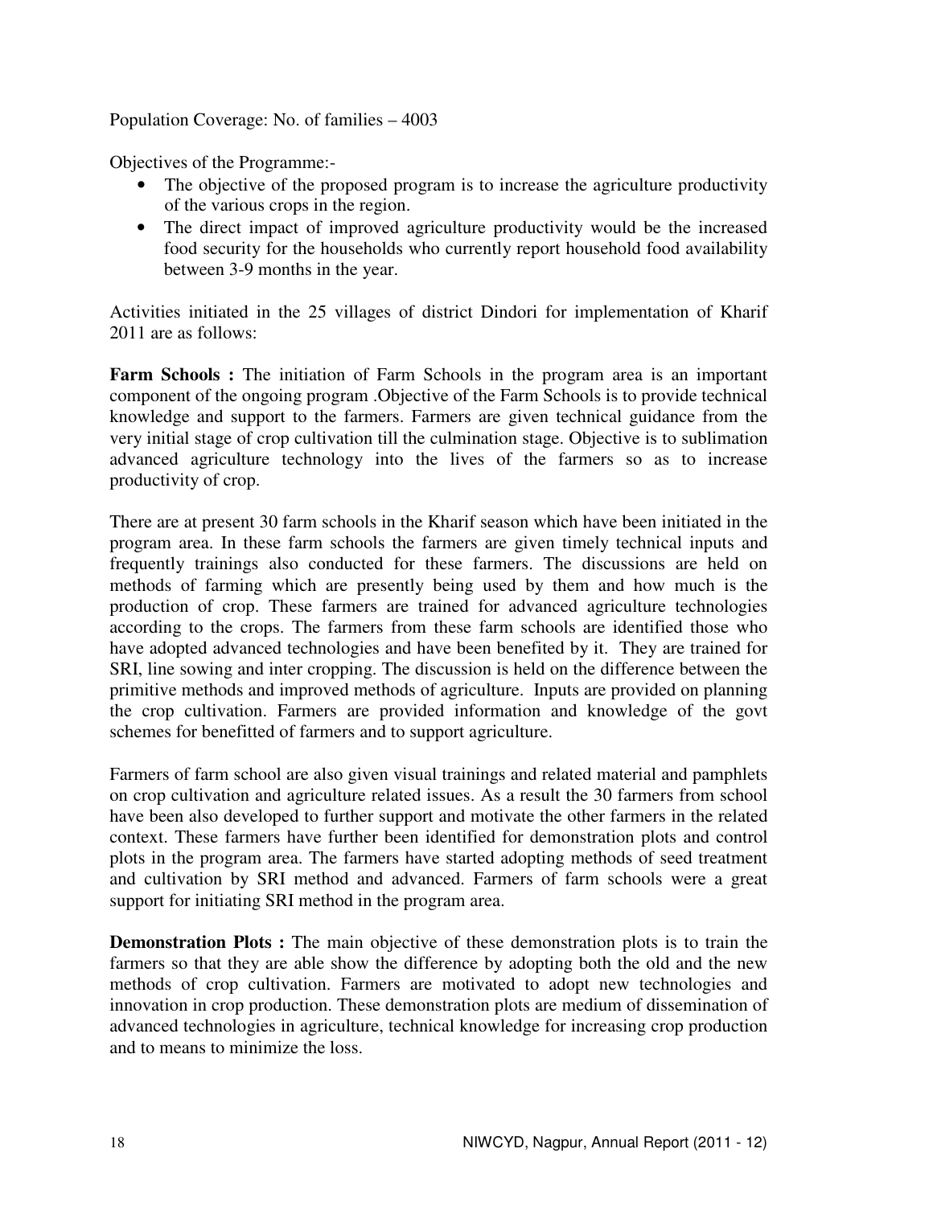Population Coverage: No. of families – 4003

Objectives of the Programme:-

- The objective of the proposed program is to increase the agriculture productivity of the various crops in the region.
- The direct impact of improved agriculture productivity would be the increased food security for the households who currently report household food availability between 3-9 months in the year.

Activities initiated in the 25 villages of district Dindori for implementation of Kharif 2011 are as follows:

**Farm Schools :** The initiation of Farm Schools in the program area is an important component of the ongoing program .Objective of the Farm Schools is to provide technical knowledge and support to the farmers. Farmers are given technical guidance from the very initial stage of crop cultivation till the culmination stage. Objective is to sublimation advanced agriculture technology into the lives of the farmers so as to increase productivity of crop.

There are at present 30 farm schools in the Kharif season which have been initiated in the program area. In these farm schools the farmers are given timely technical inputs and frequently trainings also conducted for these farmers. The discussions are held on methods of farming which are presently being used by them and how much is the production of crop. These farmers are trained for advanced agriculture technologies according to the crops. The farmers from these farm schools are identified those who have adopted advanced technologies and have been benefited by it. They are trained for SRI, line sowing and inter cropping. The discussion is held on the difference between the primitive methods and improved methods of agriculture. Inputs are provided on planning the crop cultivation. Farmers are provided information and knowledge of the govt schemes for benefitted of farmers and to support agriculture.

Farmers of farm school are also given visual trainings and related material and pamphlets on crop cultivation and agriculture related issues. As a result the 30 farmers from school have been also developed to further support and motivate the other farmers in the related context. These farmers have further been identified for demonstration plots and control plots in the program area. The farmers have started adopting methods of seed treatment and cultivation by SRI method and advanced. Farmers of farm schools were a great support for initiating SRI method in the program area.

**Demonstration Plots :** The main objective of these demonstration plots is to train the farmers so that they are able show the difference by adopting both the old and the new methods of crop cultivation. Farmers are motivated to adopt new technologies and innovation in crop production. These demonstration plots are medium of dissemination of advanced technologies in agriculture, technical knowledge for increasing crop production and to means to minimize the loss.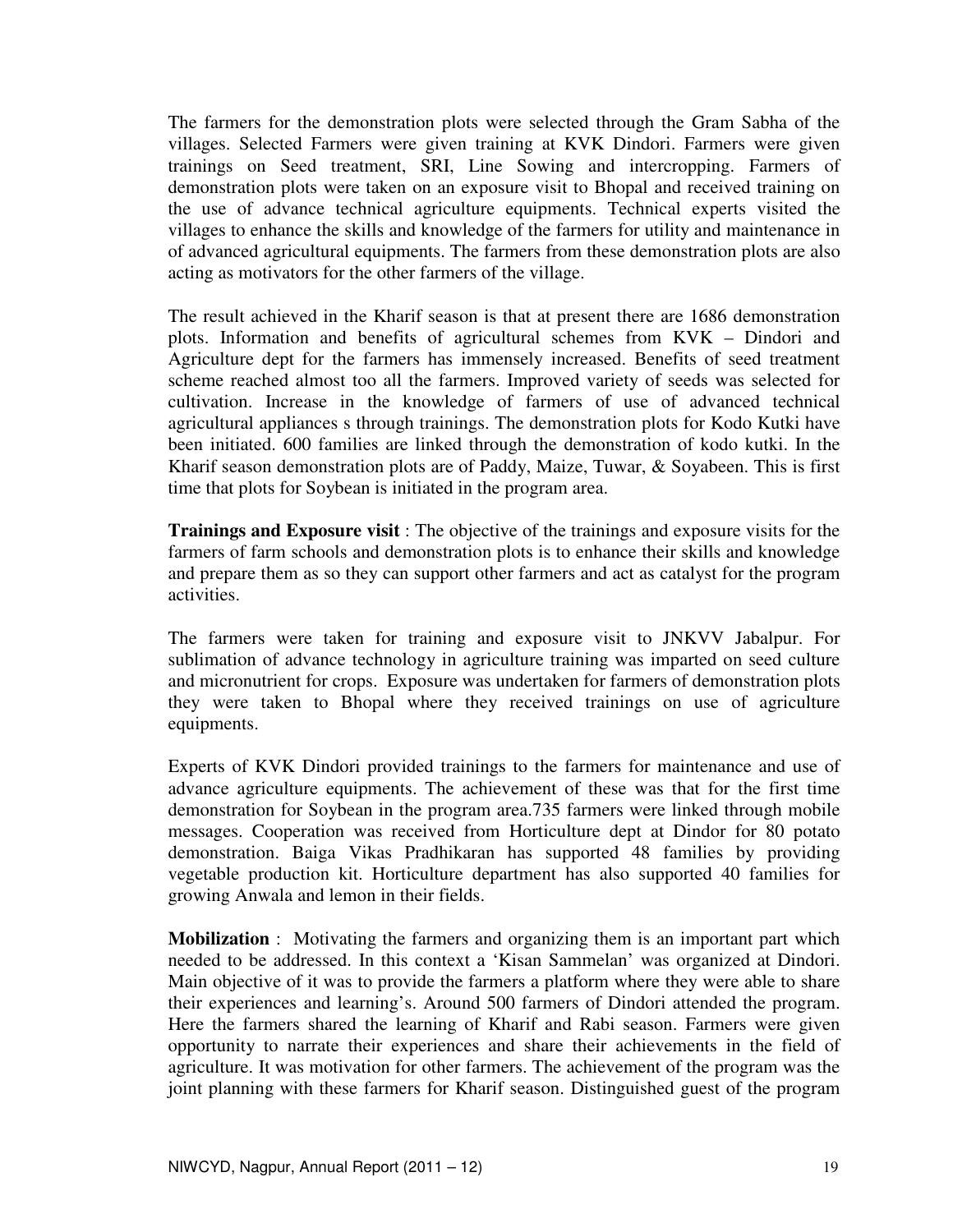The farmers for the demonstration plots were selected through the Gram Sabha of the villages. Selected Farmers were given training at KVK Dindori. Farmers were given trainings on Seed treatment, SRI, Line Sowing and intercropping. Farmers of demonstration plots were taken on an exposure visit to Bhopal and received training on the use of advance technical agriculture equipments. Technical experts visited the villages to enhance the skills and knowledge of the farmers for utility and maintenance in of advanced agricultural equipments. The farmers from these demonstration plots are also acting as motivators for the other farmers of the village.

The result achieved in the Kharif season is that at present there are 1686 demonstration plots. Information and benefits of agricultural schemes from KVK – Dindori and Agriculture dept for the farmers has immensely increased. Benefits of seed treatment scheme reached almost too all the farmers. Improved variety of seeds was selected for cultivation. Increase in the knowledge of farmers of use of advanced technical agricultural appliances s through trainings. The demonstration plots for Kodo Kutki have been initiated. 600 families are linked through the demonstration of kodo kutki. In the Kharif season demonstration plots are of Paddy, Maize, Tuwar, & Soyabeen. This is first time that plots for Soybean is initiated in the program area.

**Trainings and Exposure visit** : The objective of the trainings and exposure visits for the farmers of farm schools and demonstration plots is to enhance their skills and knowledge and prepare them as so they can support other farmers and act as catalyst for the program activities.

The farmers were taken for training and exposure visit to JNKVV Jabalpur. For sublimation of advance technology in agriculture training was imparted on seed culture and micronutrient for crops. Exposure was undertaken for farmers of demonstration plots they were taken to Bhopal where they received trainings on use of agriculture equipments.

Experts of KVK Dindori provided trainings to the farmers for maintenance and use of advance agriculture equipments. The achievement of these was that for the first time demonstration for Soybean in the program area.735 farmers were linked through mobile messages. Cooperation was received from Horticulture dept at Dindor for 80 potato demonstration. Baiga Vikas Pradhikaran has supported 48 families by providing vegetable production kit. Horticulture department has also supported 40 families for growing Anwala and lemon in their fields.

**Mobilization** : Motivating the farmers and organizing them is an important part which needed to be addressed. In this context a 'Kisan Sammelan' was organized at Dindori. Main objective of it was to provide the farmers a platform where they were able to share their experiences and learning's. Around 500 farmers of Dindori attended the program. Here the farmers shared the learning of Kharif and Rabi season. Farmers were given opportunity to narrate their experiences and share their achievements in the field of agriculture. It was motivation for other farmers. The achievement of the program was the joint planning with these farmers for Kharif season. Distinguished guest of the program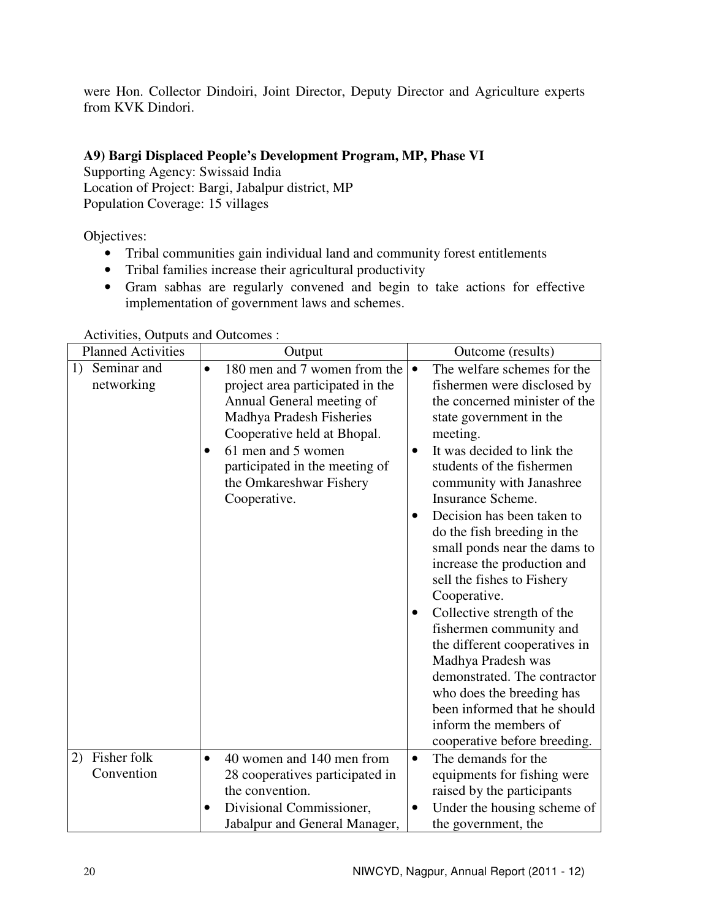were Hon. Collector Dindoiri, Joint Director, Deputy Director and Agriculture experts from KVK Dindori.

### A9) Bargi Displaced People's Development Program, MP, Phase VI

Supporting Agency: Swissaid India
Location of Project: Bargi, Jabalpur district, MP
Population Coverage: 15 villages

Objectives:

- Tribal communities gain individual land and community forest entitlements
- Tribal families increase their agricultural productivity
- Gram sabhas are regularly convened and begin to take actions for effective implementation of government laws and schemes.

Activities, Outputs and Outcomes :

| Planned Activities | Output | Outcome (results) |
|---|---|---|
| 1) Seminar and networking | • 180 men and 7 women from the project area participated in the Annual General meeting of Madhya Pradesh Fisheries Cooperative held at Bhopal.<br>• 61 men and 5 women participated in the meeting of the Omkareshwar Fishery Cooperative. | • The welfare schemes for the fishermen were disclosed by the concerned minister of the state government in the meeting.<br>• It was decided to link the students of the fishermen community with Janashree Insurance Scheme.<br>• Decision has been taken to do the fish breeding in the small ponds near the dams to increase the production and sell the fishes to Fishery Cooperative.<br>• Collective strength of the fishermen community and the different cooperatives in Madhya Pradesh was demonstrated. The contractor who does the breeding has been informed that he should inform the members of cooperative before breeding. |
| 2) Fisher folk Convention | • 40 women and 140 men from 28 cooperatives participated in the convention.<br>• Divisional Commissioner, Jabalpur and General Manager, | • The demands for the equipments for fishing were raised by the participants<br>• Under the housing scheme of the government, the |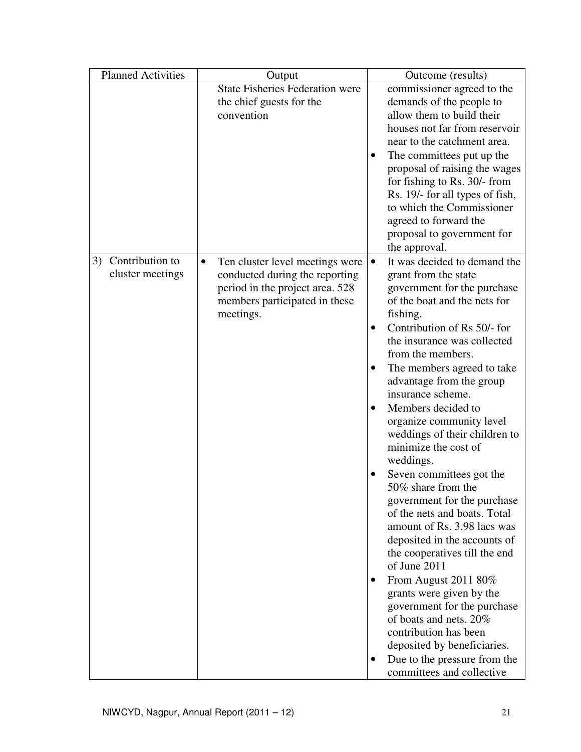| Planned Activities | Output | Outcome (results) |
|---|---|---|
| | State Fisheries Federation were the chief guests for the convention | commissioner agreed to the demands of the people to allow them to build their houses not far from reservoir near to the catchment area.<br>• The committees put up the proposal of raising the wages for fishing to Rs. 30/- from Rs. 19/- for all types of fish, to which the Commissioner agreed to forward the proposal to government for the approval. |
| 3) Contribution to cluster meetings | • Ten cluster level meetings were conducted during the reporting period in the project area. 528 members participated in these meetings. | • It was decided to demand the grant from the state government for the purchase of the boat and the nets for fishing.<br>• Contribution of Rs 50/- for the insurance was collected from the members.<br>• The members agreed to take advantage from the group insurance scheme.<br>• Members decided to organize community level weddings of their children to minimize the cost of weddings.<br>• Seven committees got the 50% share from the government for the purchase of the nets and boats. Total amount of Rs. 3.98 lacs was deposited in the accounts of the cooperatives till the end of June 2011<br>• From August 2011 80% grants were given by the government for the purchase of boats and nets. 20% contribution has been deposited by beneficiaries.<br>• Due to the pressure from the committees and collective |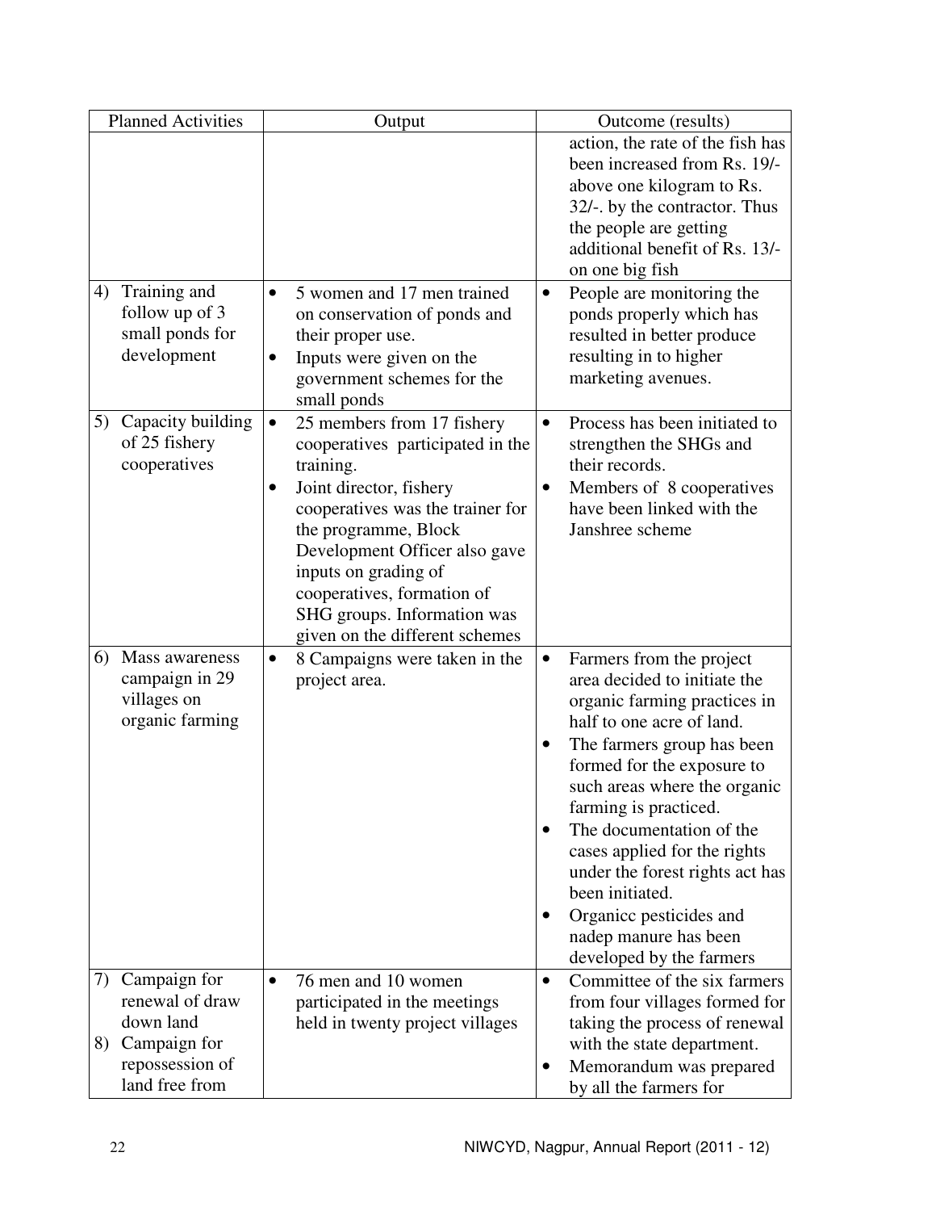| Planned Activities | Output | Outcome (results) |
|---|---|---|
| | | action, the rate of the fish has been increased from Rs. 19/- above one kilogram to Rs. 32/-. by the contractor. Thus the people are getting additional benefit of Rs. 13/- on one big fish |
| 4) Training and follow up of 3 small ponds for development | • 5 women and 17 men trained on conservation of ponds and their proper use.<br>• Inputs were given on the government schemes for the small ponds | • People are monitoring the ponds properly which has resulted in better produce resulting in to higher marketing avenues. |
| 5) Capacity building of 25 fishery cooperatives | • 25 members from 17 fishery cooperatives participated in the training.<br>• Joint director, fishery cooperatives was the trainer for the programme, Block Development Officer also gave inputs on grading of cooperatives, formation of SHG groups. Information was given on the different schemes | • Process has been initiated to strengthen the SHGs and their records.<br>• Members of 8 cooperatives have been linked with the Janshree scheme |
| 6) Mass awareness campaign in 29 villages on organic farming | • 8 Campaigns were taken in the project area. | • Farmers from the project area decided to initiate the organic farming practices in half to one acre of land.<br>• The farmers group has been formed for the exposure to such areas where the organic farming is practiced.<br>• The documentation of the cases applied for the rights under the forest rights act has been initiated.<br>• Organicc pesticides and nadep manure has been developed by the farmers |
| 7) Campaign for renewal of draw down land<br>8) Campaign for repossession of land free from | • 76 men and 10 women participated in the meetings held in twenty project villages | • Committee of the six farmers from four villages formed for taking the process of renewal with the state department.<br>• Memorandum was prepared by all the farmers for |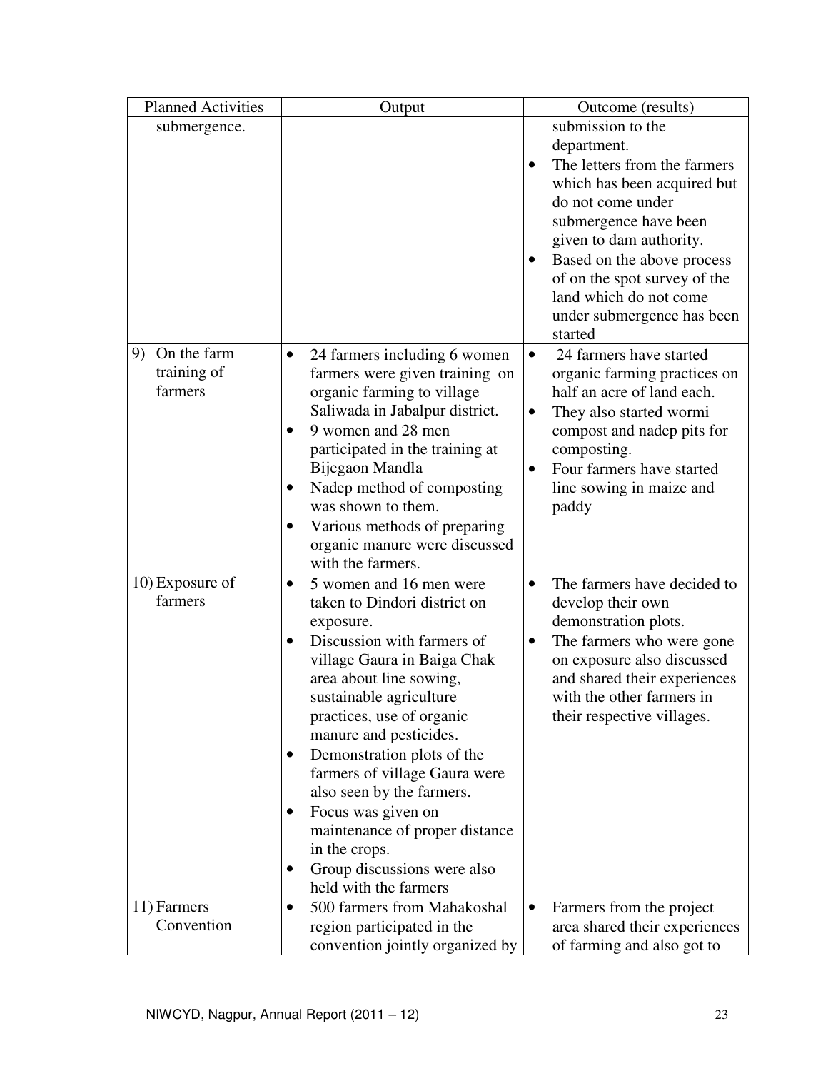| Planned Activities | Output | Outcome (results) |
| --- | --- | --- |
| submergence. | | submission to the department.<br>• The letters from the farmers which has been acquired but do not come under submergence have been given to dam authority.<br>• Based on the above process of on the spot survey of the land which do not come under submergence has been started |
| 9) On the farm training of farmers | • 24 farmers including 6 women farmers were given training on organic farming to village Saliwada in Jabalpur district.<br>• 9 women and 28 men participated in the training at Bijegaon Mandla<br>• Nadep method of composting was shown to them.<br>• Various methods of preparing organic manure were discussed with the farmers. | • 24 farmers have started organic farming practices on half an acre of land each.<br>• They also started wormi compost and nadep pits for composting.<br>• Four farmers have started line sowing in maize and paddy |
| 10) Exposure of farmers | • 5 women and 16 men were taken to Dindori district on exposure.<br>• Discussion with farmers of village Gaura in Baiga Chak area about line sowing, sustainable agriculture practices, use of organic manure and pesticides.<br>• Demonstration plots of the farmers of village Gaura were also seen by the farmers.<br>• Focus was given on maintenance of proper distance in the crops.<br>• Group discussions were also held with the farmers | • The farmers have decided to develop their own demonstration plots.<br>• The farmers who were gone on exposure also discussed and shared their experiences with the other farmers in their respective villages. |
| 11) Farmers Convention | • 500 farmers from Mahakoshal region participated in the convention jointly organized by | • Farmers from the project area shared their experiences of farming and also got to |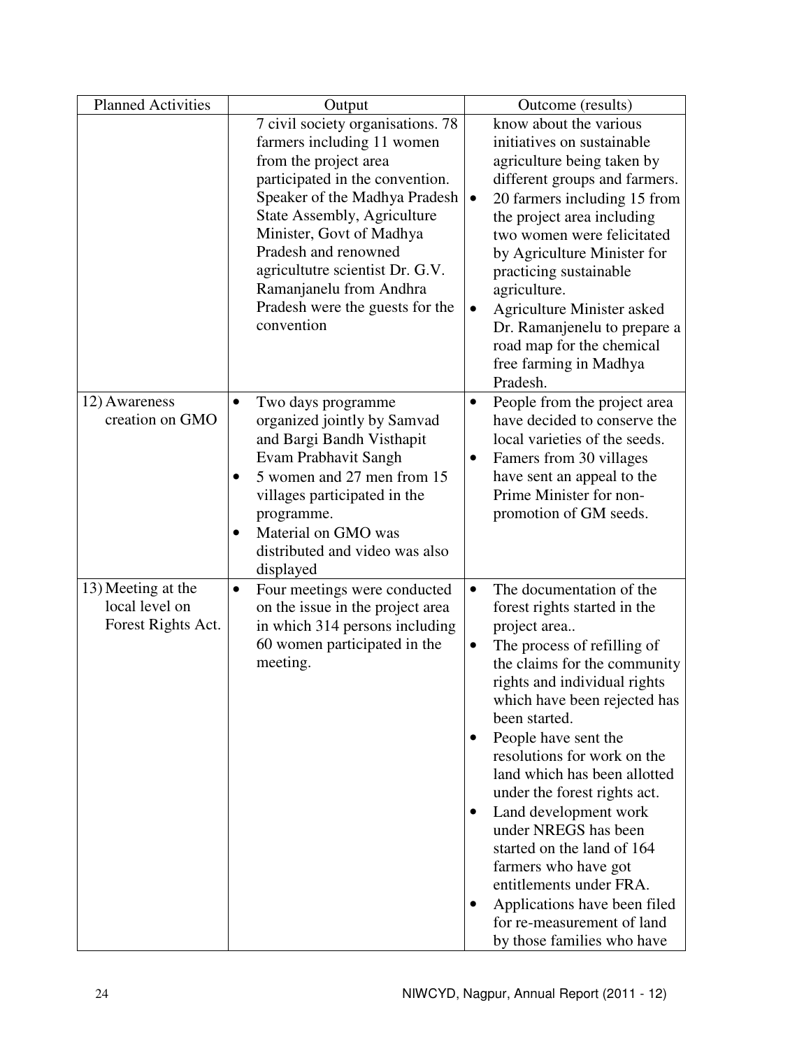| Planned Activities | Output | Outcome (results) |
|---|---|---|
| | 7 civil society organisations. 78 farmers including 11 women from the project area participated in the convention. Speaker of the Madhya Pradesh State Assembly, Agriculture Minister, Govt of Madhya Pradesh and renowned agricultutre scientist Dr. G.V. Ramanjanelu from Andhra Pradesh were the guests for the convention | know about the various initiatives on sustainable agriculture being taken by different groups and farmers. <br> • 20 farmers including 15 from the project area including two women were felicitated by Agriculture Minister for practicing sustainable agriculture. <br> • Agriculture Minister asked Dr. Ramanjenelu to prepare a road map for the chemical free farming in Madhya Pradesh. |
| 12) Awareness creation on GMO | • Two days programme organized jointly by Samvad and Bargi Bandh Visthapit Evam Prabhavit Sangh <br> • 5 women and 27 men from 15 villages participated in the programme. <br> • Material on GMO was distributed and video was also displayed | • People from the project area have decided to conserve the local varieties of the seeds. <br> • Famers from 30 villages have sent an appeal to the Prime Minister for non-promotion of GM seeds. |
| 13) Meeting at the local level on Forest Rights Act. | • Four meetings were conducted on the issue in the project area in which 314 persons including 60 women participated in the meeting. | • The documentation of the forest rights started in the project area.. <br> • The process of refilling of the claims for the community rights and individual rights which have been rejected has been started. <br> • People have sent the resolutions for work on the land which has been allotted under the forest rights act. <br> • Land development work under NREGS has been started on the land of 164 farmers who have got entitlements under FRA. <br> • Applications have been filed for re-measurement of land by those families who have |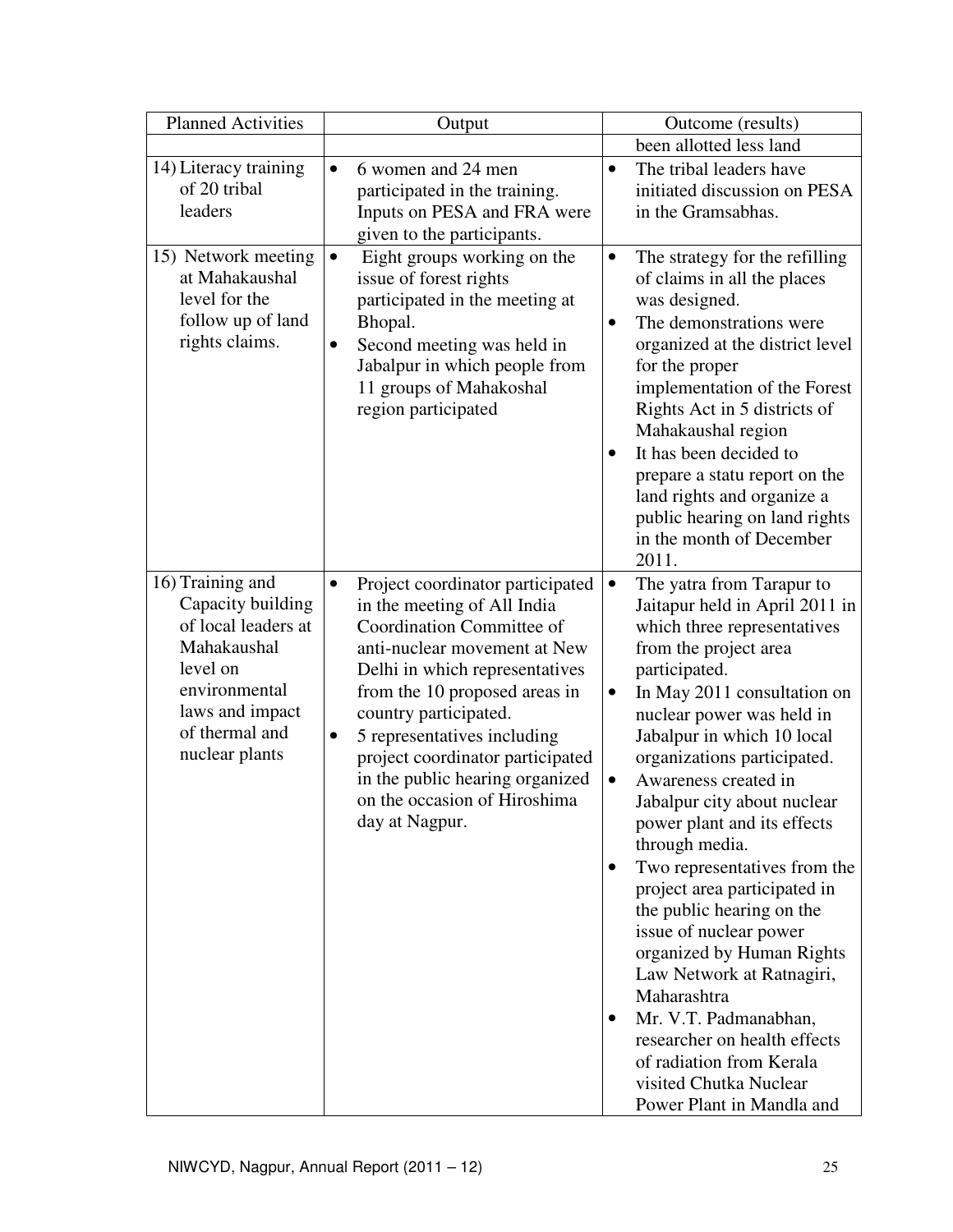| Planned Activities | Output | Outcome (results) |
|---|---|---|
| | | been allotted less land |
| 14) Literacy training of 20 tribal leaders | • 6 women and 24 men participated in the training. Inputs on PESA and FRA were given to the participants. | • The tribal leaders have initiated discussion on PESA in the Gramsabhas. |
| 15) Network meeting at Mahakaushal level for the follow up of land rights claims. | • Eight groups working on the issue of forest rights participated in the meeting at Bhopal.<br>• Second meeting was held in Jabalpur in which people from 11 groups of Mahakoshal region participated | • The strategy for the refilling of claims in all the places was designed.<br>• The demonstrations were organized at the district level for the proper implementation of the Forest Rights Act in 5 districts of Mahakaushal region<br>• It has been decided to prepare a statu report on the land rights and organize a public hearing on land rights in the month of December 2011. |
| 16) Training and Capacity building of local leaders at Mahakaushal level on environmental laws and impact of thermal and nuclear plants | • Project coordinator participated in the meeting of All India Coordination Committee of anti-nuclear movement at New Delhi in which representatives from the 10 proposed areas in country participated.<br>• 5 representatives including project coordinator participated in the public hearing organized on the occasion of Hiroshima day at Nagpur. | • The yatra from Tarapur to Jaitapur held in April 2011 in which three representatives from the project area participated.<br>• In May 2011 consultation on nuclear power was held in Jabalpur in which 10 local organizations participated.<br>• Awareness created in Jabalpur city about nuclear power plant and its effects through media.<br>• Two representatives from the project area participated in the public hearing on the issue of nuclear power organized by Human Rights Law Network at Ratnagiri, Maharashtra<br>• Mr. V.T. Padmanabhan, researcher on health effects of radiation from Kerala visited Chutka Nuclear Power Plant in Mandla and |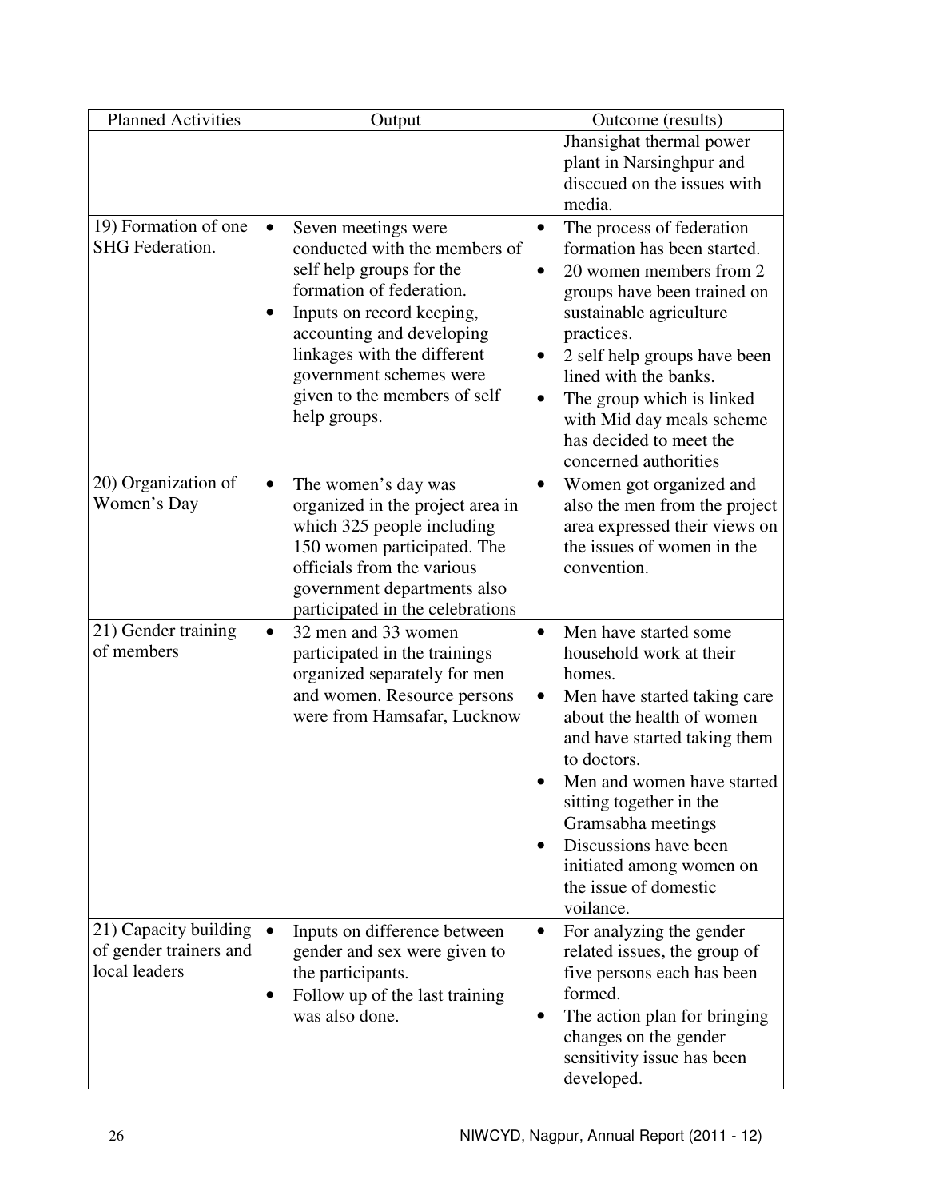| Planned Activities | Output | Outcome (results) |
|---|---|---|
| | | Jhansighat thermal power plant in Narsinghpur and disccued on the issues with media. |
| 19) Formation of one SHG Federation. | • Seven meetings were conducted with the members of self help groups for the formation of federation.<br>• Inputs on record keeping, accounting and developing linkages with the different government schemes were given to the members of self help groups. | • The process of federation formation has been started.<br>• 20 women members from 2 groups have been trained on sustainable agriculture practices.<br>• 2 self help groups have been lined with the banks.<br>• The group which is linked with Mid day meals scheme has decided to meet the concerned authorities |
| 20) Organization of Women's Day | • The women's day was organized in the project area in which 325 people including 150 women participated. The officials from the various government departments also participated in the celebrations | • Women got organized and also the men from the project area expressed their views on the issues of women in the convention. |
| 21) Gender training of members | • 32 men and 33 women participated in the trainings organized separately for men and women. Resource persons were from Hamsafar, Lucknow | • Men have started some household work at their homes.<br>• Men have started taking care about the health of women and have started taking them to doctors.<br>• Men and women have started sitting together in the Gramsabha meetings<br>• Discussions have been initiated among women on the issue of domestic voilance. |
| 21) Capacity building of gender trainers and local leaders | • Inputs on difference between gender and sex were given to the participants.<br>• Follow up of the last training was also done. | • For analyzing the gender related issues, the group of five persons each has been formed.<br>• The action plan for bringing changes on the gender sensitivity issue has been developed. |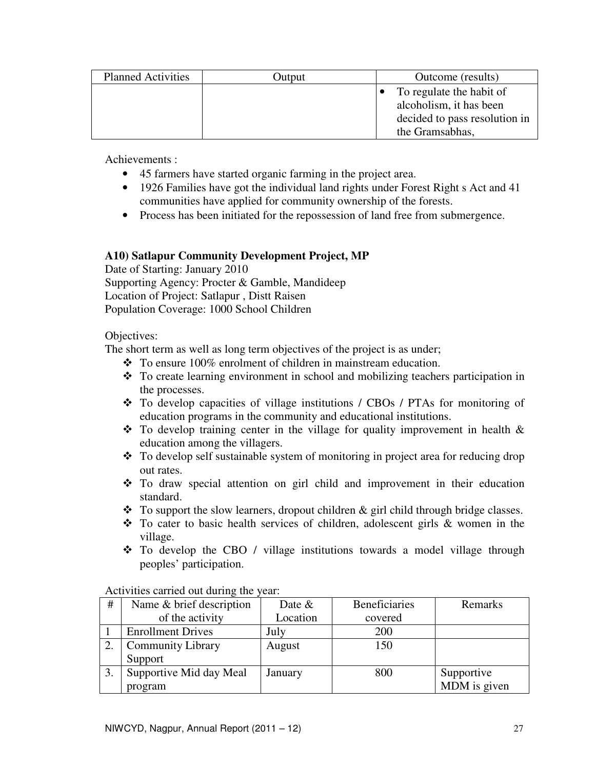| Planned Activities | Output | Outcome (results) |
|---|---|---|
| | | • To regulate the habit of alcoholism, it has been decided to pass resolution in the Gramsabhas, |

Achievements :

- 45 farmers have started organic farming in the project area.
- 1926 Families have got the individual land rights under Forest Right s Act and 41 communities have applied for community ownership of the forests.
- Process has been initiated for the repossession of land free from submergence.

**A10) Satlapur Community Development Project, MP**

Date of Starting: January 2010
Supporting Agency: Procter & Gamble, Mandideep
Location of Project: Satlapur , Distt Raisen
Population Coverage: 1000 School Children

Objectives:

The short term as well as long term objectives of the project is as under;

- To ensure 100% enrolment of children in mainstream education.
- To create learning environment in school and mobilizing teachers participation in the processes.
- To develop capacities of village institutions / CBOs / PTAs for monitoring of education programs in the community and educational institutions.
- To develop training center in the village for quality improvement in health & education among the villagers.
- To develop self sustainable system of monitoring in project area for reducing drop out rates.
- To draw special attention on girl child and improvement in their education standard.
- To support the slow learners, dropout children & girl child through bridge classes.
- To cater to basic health services of children, adolescent girls & women in the village.
- To develop the CBO / village institutions towards a model village through peoples' participation.

Activities carried out during the year:

| # | Name & brief description of the activity | Date & Location | Beneficiaries covered | Remarks |
|---|---|---|---|---|
| 1 | Enrollment Drives | July | 200 | |
| 2. | Community Library Support | August | 150 | |
| 3. | Supportive Mid day Meal program | January | 800 | Supportive MDM is given |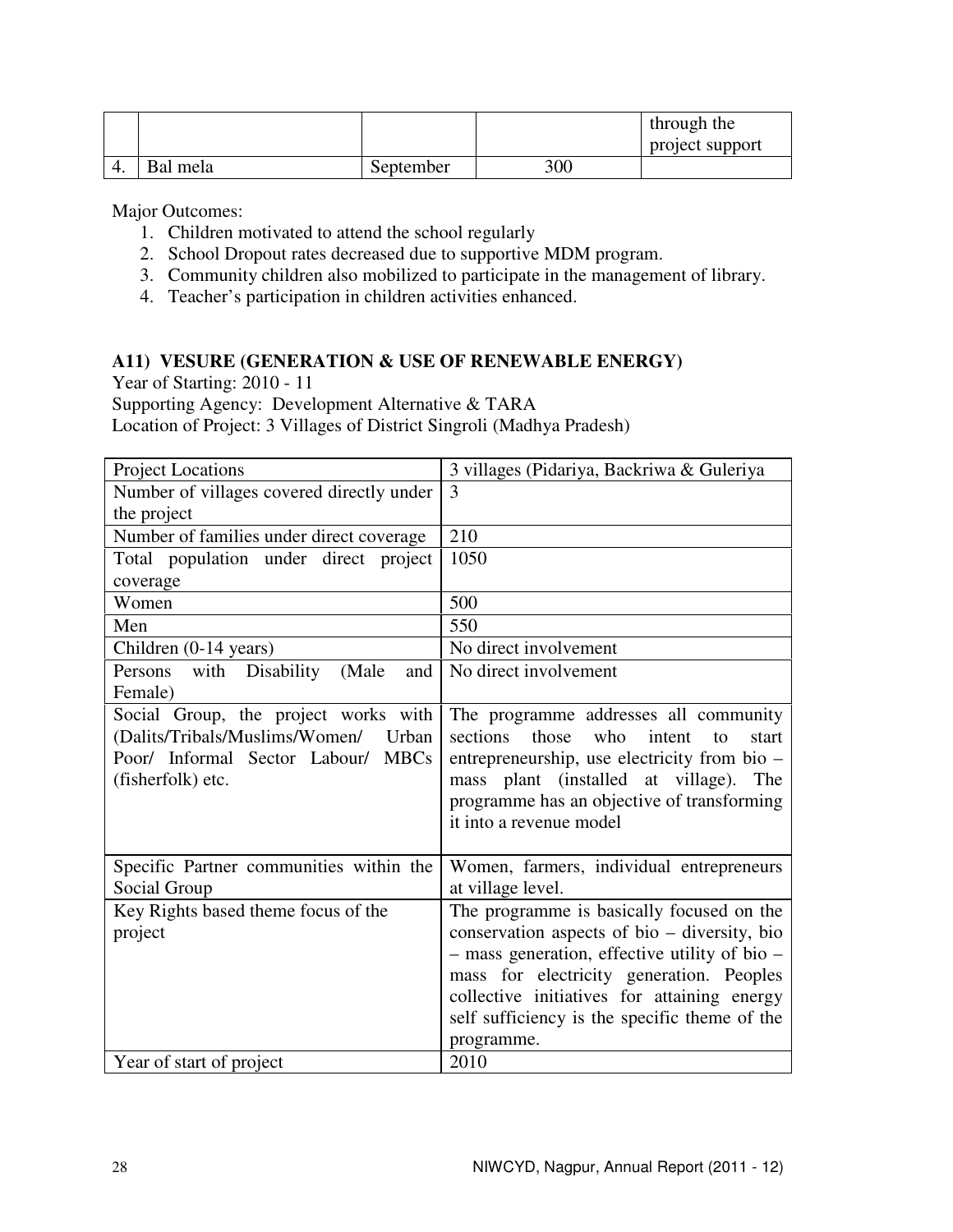| | | | | through the project support |
|---|---|---|---|---|
| 4. | Bal mela | September | 300 | |

Major Outcomes:

1. Children motivated to attend the school regularly
2. School Dropout rates decreased due to supportive MDM program.
3. Community children also mobilized to participate in the management of library.
4. Teacher's participation in children activities enhanced.

### A11) VESURE (GENERATION & USE OF RENEWABLE ENERGY)

Year of Starting: 2010 - 11

Supporting Agency: Development Alternative & TARA

Location of Project: 3 Villages of District Singroli (Madhya Pradesh)

| Project Locations | 3 villages (Pidariya, Backriwa & Guleriya |
|---|---|
| Number of villages covered directly under the project | 3 |
| Number of families under direct coverage | 210 |
| Total population under direct project coverage | 1050 |
| Women | 500 |
| Men | 550 |
| Children (0-14 years) | No direct involvement |
| Persons with Disability (Male and Female) | No direct involvement |
| Social Group, the project works with (Dalits/Tribals/Muslims/Women/ Urban Poor/ Informal Sector Labour/ MBCs (fisherfolk) etc. | The programme addresses all community sections those who intent to start entrepreneurship, use electricity from bio – mass plant (installed at village). The programme has an objective of transforming it into a revenue model |
| Specific Partner communities within the Social Group | Women, farmers, individual entrepreneurs at village level. |
| Key Rights based theme focus of the project | The programme is basically focused on the conservation aspects of bio – diversity, bio – mass generation, effective utility of bio – mass for electricity generation. Peoples collective initiatives for attaining energy self sufficiency is the specific theme of the programme. |
| Year of start of project | 2010 |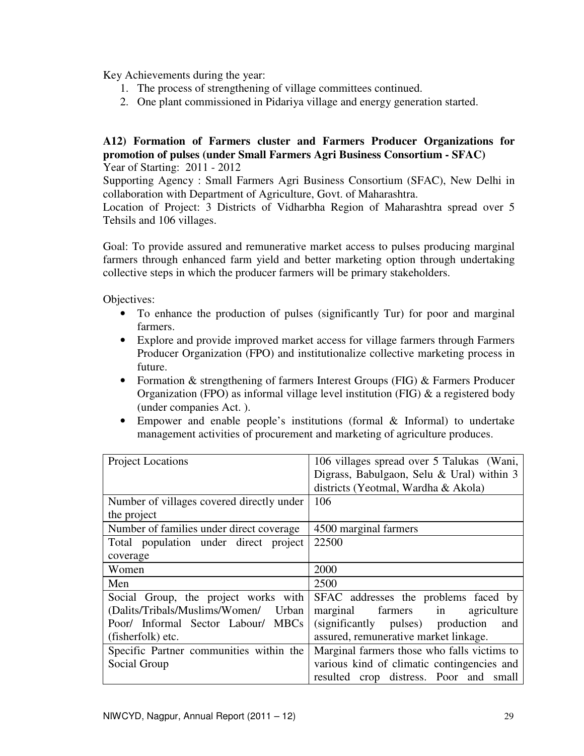Key Achievements during the year:

1. The process of strengthening of village committees continued.
2. One plant commissioned in Pidariya village and energy generation started.

### A12) Formation of Farmers cluster and Farmers Producer Organizations for promotion of pulses (under Small Farmers Agri Business Consortium - SFAC)

Year of Starting: 2011 - 2012

Supporting Agency : Small Farmers Agri Business Consortium (SFAC), New Delhi in collaboration with Department of Agriculture, Govt. of Maharashtra.

Location of Project: 3 Districts of Vidharbha Region of Maharashtra spread over 5 Tehsils and 106 villages.

Goal: To provide assured and remunerative market access to pulses producing marginal farmers through enhanced farm yield and better marketing option through undertaking collective steps in which the producer farmers will be primary stakeholders.

Objectives:

- To enhance the production of pulses (significantly Tur) for poor and marginal farmers.
- Explore and provide improved market access for village farmers through Farmers Producer Organization (FPO) and institutionalize collective marketing process in future.
- Formation & strengthening of farmers Interest Groups (FIG) & Farmers Producer Organization (FPO) as informal village level institution (FIG) & a registered body (under companies Act. ).
- Empower and enable people's institutions (formal & Informal) to undertake management activities of procurement and marketing of agriculture produces.

| Project Locations | 106 villages spread over 5 Talukas (Wani, Digrass, Babulgaon, Selu & Ural) within 3 districts (Yeotmal, Wardha & Akola) |
|---|---|
| Number of villages covered directly under the project | 106 |
| Number of families under direct coverage | 4500 marginal farmers |
| Total population under direct project coverage | 22500 |
| Women | 2000 |
| Men | 2500 |
| Social Group, the project works with (Dalits/Tribals/Muslims/Women/ Urban Poor/ Informal Sector Labour/ MBCs (fisherfolk) etc. | SFAC addresses the problems faced by marginal farmers in agriculture (significantly pulses) production and assured, remunerative market linkage. |
| Specific Partner communities within the Social Group | Marginal farmers those who falls victims to various kind of climatic contingencies and resulted crop distress. Poor and small |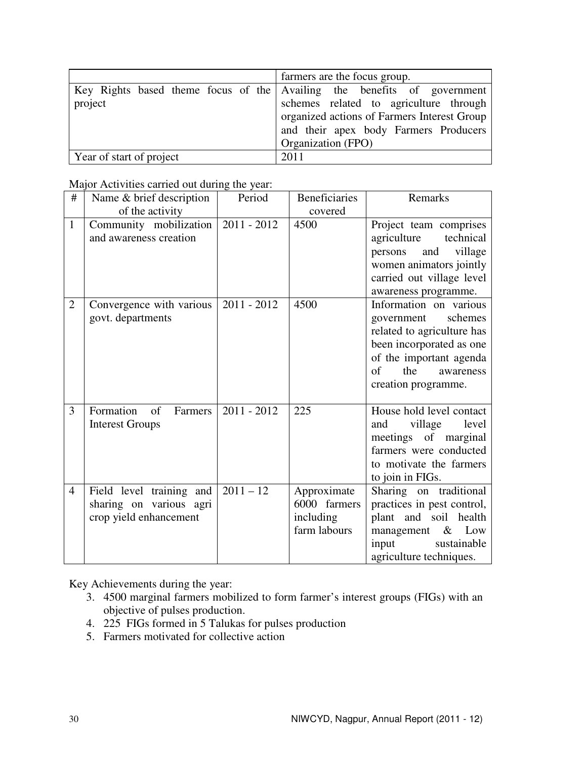| | |
|---|---|
| | farmers are the focus group. |
| Key Rights based theme focus of the project | Availing the benefits of government schemes related to agriculture through organized actions of Farmers Interest Group and their apex body Farmers Producers Organization (FPO) |
| Year of start of project | 2011 |

Major Activities carried out during the year:

| # | Name & brief description of the activity | Period | Beneficiaries covered | Remarks |
|---|---|---|---|---|
| 1 | Community mobilization and awareness creation | 2011 - 2012 | 4500 | Project team comprises agriculture technical persons and village women animators jointly carried out village level awareness programme. |
| 2 | Convergence with various govt. departments | 2011 - 2012 | 4500 | Information on various government schemes related to agriculture has been incorporated as one of the important agenda of the awareness creation programme. |
| 3 | Formation of Farmers Interest Groups | 2011 - 2012 | 225 | House hold level contact and village level meetings of marginal farmers were conducted to motivate the farmers to join in FIGs. |
| 4 | Field level training and sharing on various agri crop yield enhancement | 2011 – 12 | Approximate 6000 farmers including farm labours | Sharing on traditional practices in pest control, plant and soil health management & Low input sustainable agriculture techniques. |

Key Achievements during the year:

3. 4500 marginal farmers mobilized to form farmer's interest groups (FIGs) with an objective of pulses production.
4. 225 FIGs formed in 5 Talukas for pulses production
5. Farmers motivated for collective action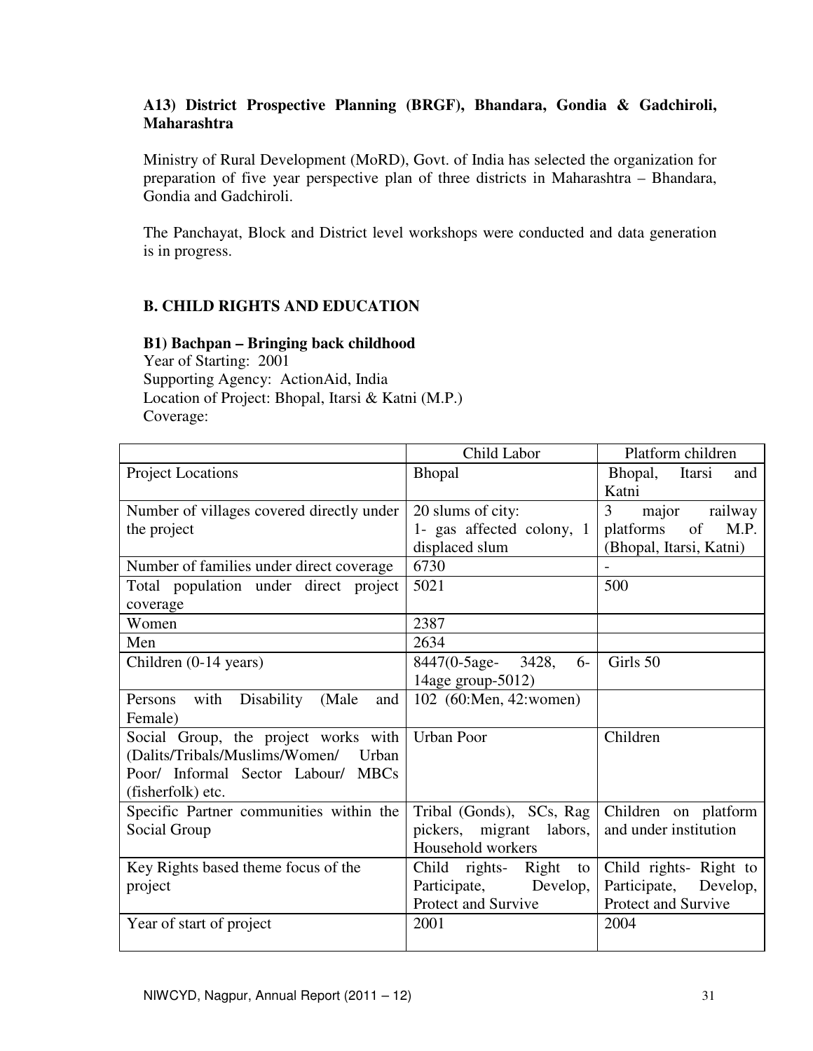### A13) District Prospective Planning (BRGF), Bhandara, Gondia & Gadchiroli, Maharashtra

Ministry of Rural Development (MoRD), Govt. of India has selected the organization for preparation of five year perspective plan of three districts in Maharashtra – Bhandara, Gondia and Gadchiroli.

The Panchayat, Block and District level workshops were conducted and data generation is in progress.

## B. CHILD RIGHTS AND EDUCATION

### B1) Bachpan – Bringing back childhood

Year of Starting: 2001
Supporting Agency: ActionAid, India
Location of Project: Bhopal, Itarsi & Katni (M.P.)
Coverage:

| | Child Labor | Platform children |
|---|---|---|
| Project Locations | Bhopal | Bhopal, Itarsi and Katni |
| Number of villages covered directly under the project | 20 slums of city: 1- gas affected colony, 1 displaced slum | 3 major railway platforms of M.P. (Bhopal, Itarsi, Katni) |
| Number of families under direct coverage | 6730 | - |
| Total population under direct project coverage | 5021 | 500 |
| Women | 2387 | |
| Men | 2634 | |
| Children (0-14 years) | 8447(0-5age- 3428, 6-14age group-5012) | Girls 50 |
| Persons with Disability (Male and Female) | 102 (60:Men, 42:women) | |
| Social Group, the project works with (Dalits/Tribals/Muslims/Women/ Urban Poor/ Informal Sector Labour/ MBCs (fisherfolk) etc. | Urban Poor | Children |
| Specific Partner communities within the Social Group | Tribal (Gonds), SCs, Rag pickers, migrant labors, Household workers | Children on platform and under institution |
| Key Rights based theme focus of the project | Child rights- Right to Participate, Develop, Protect and Survive | Child rights- Right to Participate, Develop, Protect and Survive |
| Year of start of project | 2001 | 2004 |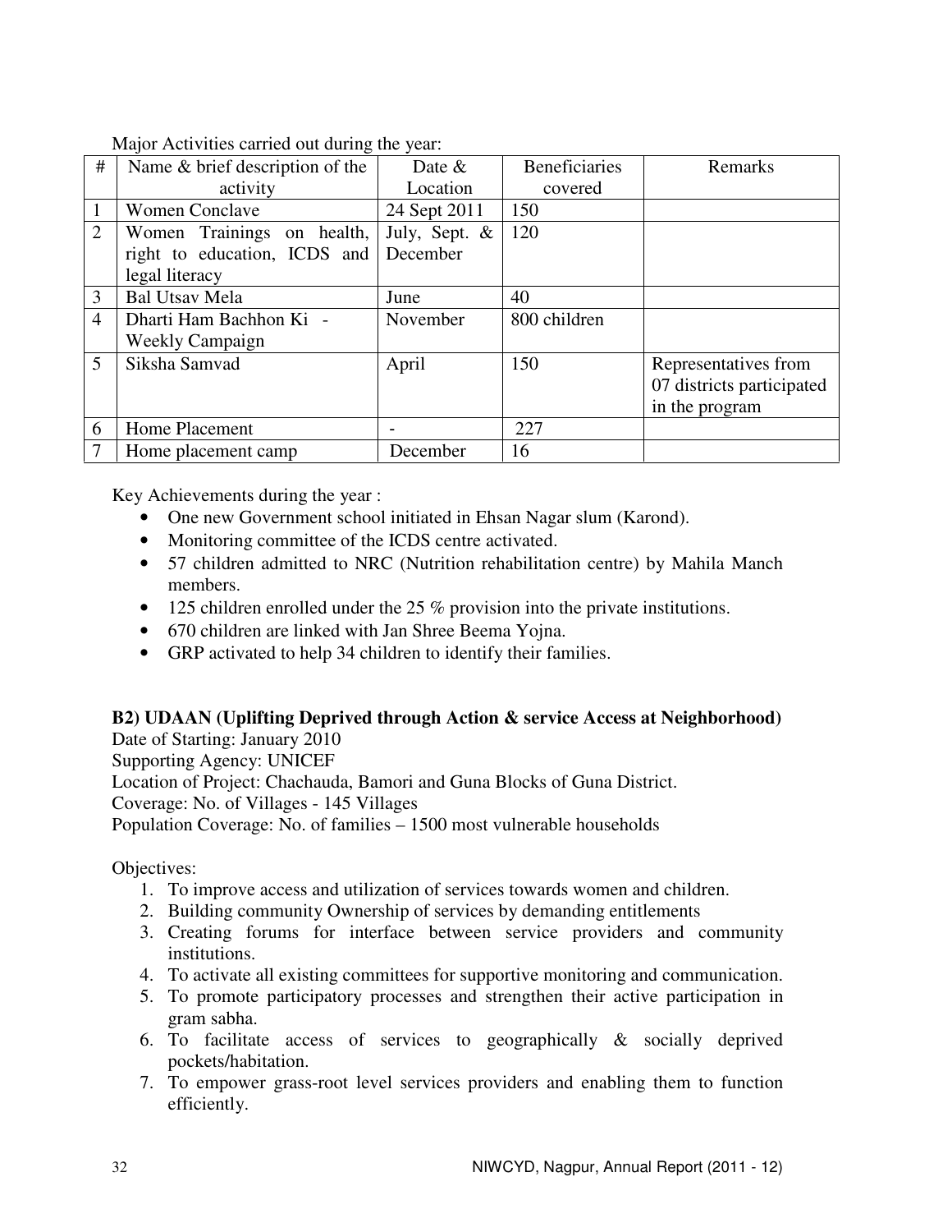Major Activities carried out during the year:

| # | Name & brief description of the activity | Date & Location | Beneficiaries covered | Remarks |
|---|---|---|---|---|
| 1 | Women Conclave | 24 Sept 2011 | 150 | |
| 2 | Women Trainings on health, right to education, ICDS and legal literacy | July, Sept. & December | 120 | |
| 3 | Bal Utsav Mela | June | 40 | |
| 4 | Dharti Ham Bachhon Ki - Weekly Campaign | November | 800 children | |
| 5 | Siksha Samvad | April | 150 | Representatives from 07 districts participated in the program |
| 6 | Home Placement | - | 227 | |
| 7 | Home placement camp | December | 16 | |

Key Achievements during the year :

- One new Government school initiated in Ehsan Nagar slum (Karond).
- Monitoring committee of the ICDS centre activated.
- 57 children admitted to NRC (Nutrition rehabilitation centre) by Mahila Manch members.
- 125 children enrolled under the 25 % provision into the private institutions.
- 670 children are linked with Jan Shree Beema Yojna.
- GRP activated to help 34 children to identify their families.

**B2) UDAAN (Uplifting Deprived through Action & service Access at Neighborhood)**

Date of Starting: January 2010

Supporting Agency: UNICEF

Location of Project: Chachauda, Bamori and Guna Blocks of Guna District.

Coverage: No. of Villages - 145 Villages

Population Coverage: No. of families – 1500 most vulnerable households

Objectives:

1. To improve access and utilization of services towards women and children.
2. Building community Ownership of services by demanding entitlements
3. Creating forums for interface between service providers and community institutions.
4. To activate all existing committees for supportive monitoring and communication.
5. To promote participatory processes and strengthen their active participation in gram sabha.
6. To facilitate access of services to geographically & socially deprived pockets/habitation.
7. To empower grass-root level services providers and enabling them to function efficiently.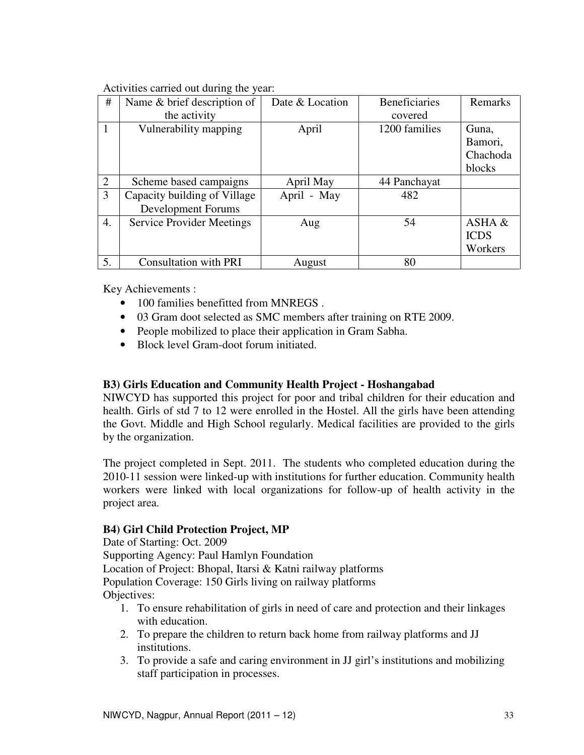Activities carried out during the year:

| # | Name & brief description of the activity | Date & Location | Beneficiaries covered | Remarks |
|---|---|---|---|---|
| 1 | Vulnerability mapping | April | 1200 families | Guna, Bamori, Chachoda blocks |
| 2 | Scheme based campaigns | April May | 44 Panchayat | |
| 3 | Capacity building of Village Development Forums | April - May | 482 | |
| 4. | Service Provider Meetings | Aug | 54 | ASHA & ICDS Workers |
| 5. | Consultation with PRI | August | 80 | |

Key Achievements :

- 100 families benefitted from MNREGS .
- 03 Gram doot selected as SMC members after training on RTE 2009.
- People mobilized to place their application in Gram Sabha.
- Block level Gram-doot forum initiated.

**B3) Girls Education and Community Health Project - Hoshangabad**

NIWCYD has supported this project for poor and tribal children for their education and health. Girls of std 7 to 12 were enrolled in the Hostel. All the girls have been attending the Govt. Middle and High School regularly. Medical facilities are provided to the girls by the organization.

The project completed in Sept. 2011. The students who completed education during the 2010-11 session were linked-up with institutions for further education. Community health workers were linked with local organizations for follow-up of health activity in the project area.

**B4) Girl Child Protection Project, MP**

Date of Starting: Oct. 2009
Supporting Agency: Paul Hamlyn Foundation
Location of Project: Bhopal, Itarsi & Katni railway platforms
Population Coverage: 150 Girls living on railway platforms
Objectives:

1. To ensure rehabilitation of girls in need of care and protection and their linkages with education.
2. To prepare the children to return back home from railway platforms and JJ institutions.
3. To provide a safe and caring environment in JJ girl's institutions and mobilizing staff participation in processes.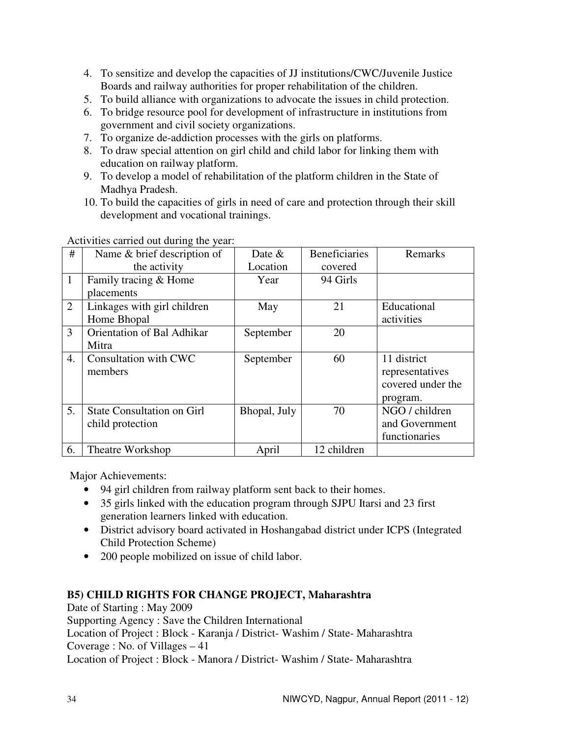4. To sensitize and develop the capacities of JJ institutions/CWC/Juvenile Justice Boards and railway authorities for proper rehabilitation of the children.
5. To build alliance with organizations to advocate the issues in child protection.
6. To bridge resource pool for development of infrastructure in institutions from government and civil society organizations.
7. To organize de-addiction processes with the girls on platforms.
8. To draw special attention on girl child and child labor for linking them with education on railway platform.
9. To develop a model of rehabilitation of the platform children in the State of Madhya Pradesh.
10. To build the capacities of girls in need of care and protection through their skill development and vocational trainings.

Activities carried out during the year:

| # | Name & brief description of the activity | Date & Location | Beneficiaries covered | Remarks |
|---|---|---|---|---|
| 1 | Family tracing & Home placements | Year | 94 Girls | |
| 2 | Linkages with girl children Home Bhopal | May | 21 | Educational activities |
| 3 | Orientation of Bal Adhikar Mitra | September | 20 | |
| 4. | Consultation with CWC members | September | 60 | 11 district representatives covered under the program. |
| 5. | State Consultation on Girl child protection | Bhopal, July | 70 | NGO / children and Government functionaries |
| 6. | Theatre Workshop | April | 12 children | |

Major Achievements:

- 94 girl children from railway platform sent back to their homes.
- 35 girls linked with the education program through SJPU Itarsi and 23 first generation learners linked with education.
- District advisory board activated in Hoshangabad district under ICPS (Integrated Child Protection Scheme)
- 200 people mobilized on issue of child labor.

**B5) CHILD RIGHTS FOR CHANGE PROJECT, Maharashtra**

Date of Starting : May 2009
Supporting Agency : Save the Children International
Location of Project : Block - Karanja / District- Washim / State- Maharashtra
Coverage : No. of Villages – 41
Location of Project : Block - Manora / District- Washim / State- Maharashtra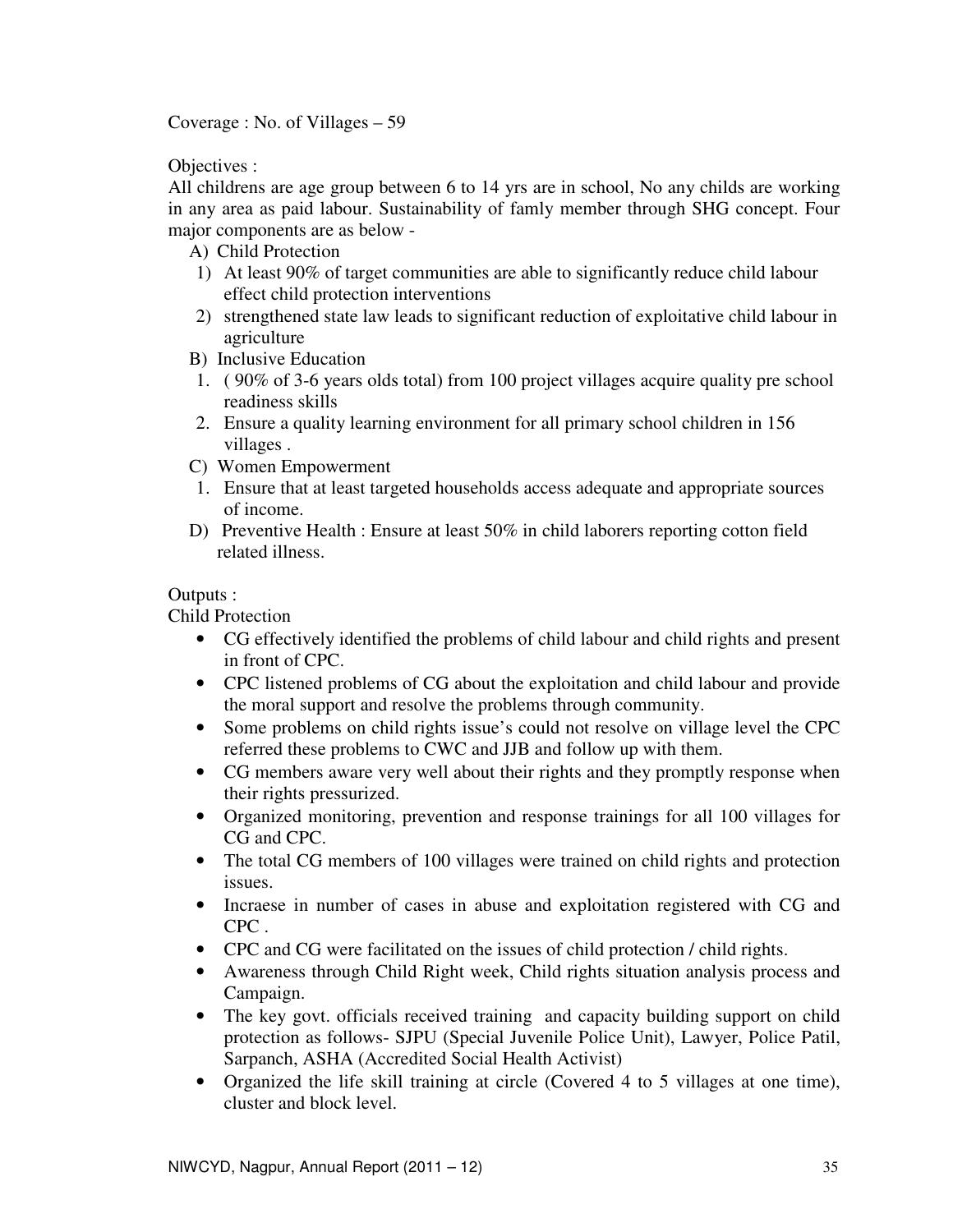Coverage : No. of Villages – 59

Objectives :

All childrens are age group between 6 to 14 yrs are in school, No any childs are working in any area as paid labour. Sustainability of famly member through SHG concept. Four major components are as below -

A) Child Protection

1) At least 90% of target communities are able to significantly reduce child labour effect child protection interventions
2) strengthened state law leads to significant reduction of exploitative child labour in agriculture

B) Inclusive Education

1. ( 90% of 3-6 years olds total) from 100 project villages acquire quality pre school readiness skills
2. Ensure a quality learning environment for all primary school children in 156 villages .

C) Women Empowerment

1. Ensure that at least targeted households access adequate and appropriate sources of income.

D) Preventive Health : Ensure at least 50% in child laborers reporting cotton field related illness.

Outputs :

Child Protection

- CG effectively identified the problems of child labour and child rights and present in front of CPC.
- CPC listened problems of CG about the exploitation and child labour and provide the moral support and resolve the problems through community.
- Some problems on child rights issue's could not resolve on village level the CPC referred these problems to CWC and JJB and follow up with them.
- CG members aware very well about their rights and they promptly response when their rights pressurized.
- Organized monitoring, prevention and response trainings for all 100 villages for CG and CPC.
- The total CG members of 100 villages were trained on child rights and protection issues.
- Incraese in number of cases in abuse and exploitation registered with CG and CPC .
- CPC and CG were facilitated on the issues of child protection / child rights.
- Awareness through Child Right week, Child rights situation analysis process and Campaign.
- The key govt. officials received training and capacity building support on child protection as follows- SJPU (Special Juvenile Police Unit), Lawyer, Police Patil, Sarpanch, ASHA (Accredited Social Health Activist)
- Organized the life skill training at circle (Covered 4 to 5 villages at one time), cluster and block level.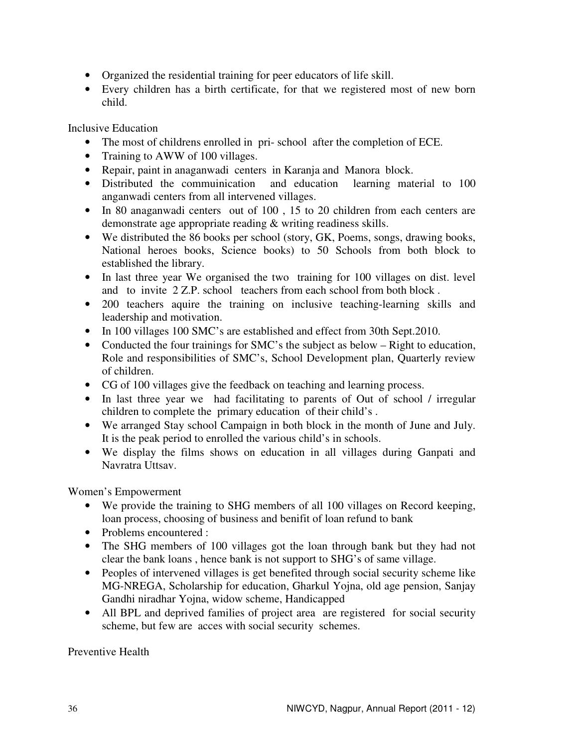- Organized the residential training for peer educators of life skill.
- Every children has a birth certificate, for that we registered most of new born child.

Inclusive Education

- The most of childrens enrolled in pri- school after the completion of ECE.
- Training to AWW of 100 villages.
- Repair, paint in anaganwadi centers in Karanja and Manora block.
- Distributed the commuinication and education learning material to 100 anganwadi centers from all intervened villages.
- In 80 anaganwadi centers out of 100 , 15 to 20 children from each centers are demonstrate age appropriate reading & writing readiness skills.
- We distributed the 86 books per school (story, GK, Poems, songs, drawing books, National heroes books, Science books) to 50 Schools from both block to established the library.
- In last three year We organised the two training for 100 villages on dist. level and to invite 2 Z.P. school teachers from each school from both block .
- 200 teachers aquire the training on inclusive teaching-learning skills and leadership and motivation.
- In 100 villages 100 SMC's are established and effect from 30th Sept.2010.
- Conducted the four trainings for SMC's the subject as below – Right to education, Role and responsibilities of SMC's, School Development plan, Quarterly review of children.
- CG of 100 villages give the feedback on teaching and learning process.
- In last three year we had facilitating to parents of Out of school / irregular children to complete the primary education of their child's .
- We arranged Stay school Campaign in both block in the month of June and July. It is the peak period to enrolled the various child's in schools.
- We display the films shows on education in all villages during Ganpati and Navratra Uttsav.

Women's Empowerment

- We provide the training to SHG members of all 100 villages on Record keeping, loan process, choosing of business and benifit of loan refund to bank
- Problems encountered :
- The SHG members of 100 villages got the loan through bank but they had not clear the bank loans , hence bank is not support to SHG's of same village.
- Peoples of intervened villages is get benefited through social security scheme like MG-NREGA, Scholarship for education, Gharkul Yojna, old age pension, Sanjay Gandhi niradhar Yojna, widow scheme, Handicapped
- All BPL and deprived families of project area are registered for social security scheme, but few are acces with social security schemes.

Preventive Health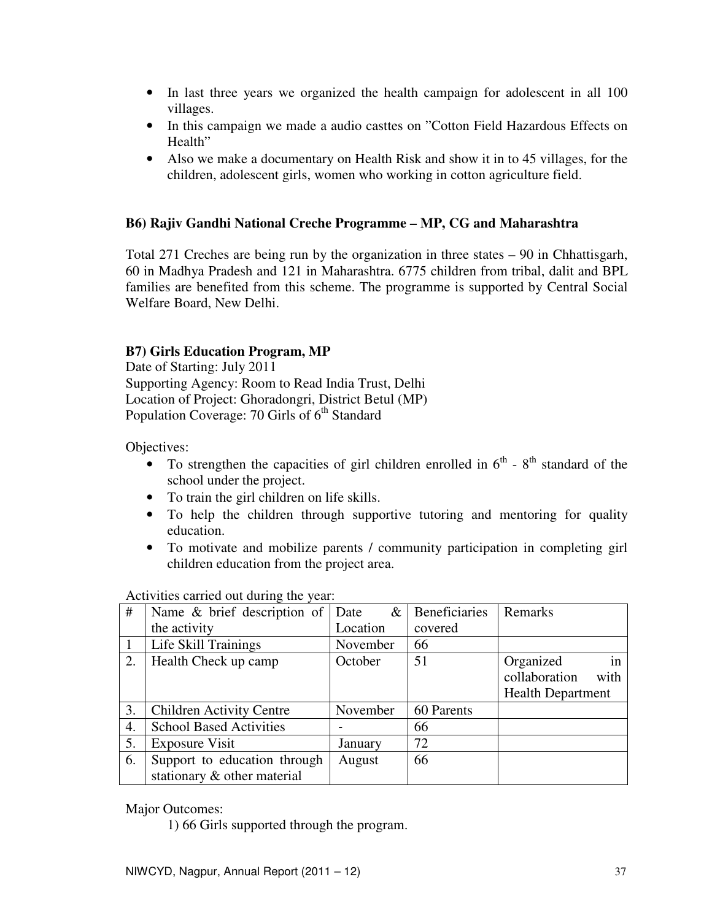- In last three years we organized the health campaign for adolescent in all 100 villages.
- In this campaign we made a audio casttes on "Cotton Field Hazardous Effects on Health"
- Also we make a documentary on Health Risk and show it in to 45 villages, for the children, adolescent girls, women who working in cotton agriculture field.

**B6) Rajiv Gandhi National Creche Programme – MP, CG and Maharashtra**

Total 271 Creches are being run by the organization in three states – 90 in Chhattisgarh, 60 in Madhya Pradesh and 121 in Maharashtra. 6775 children from tribal, dalit and BPL families are benefited from this scheme. The programme is supported by Central Social Welfare Board, New Delhi.

**B7) Girls Education Program, MP**

Date of Starting: July 2011
Supporting Agency: Room to Read India Trust, Delhi
Location of Project: Ghoradongri, District Betul (MP)
Population Coverage: 70 Girls of 6th Standard

Objectives:

- To strengthen the capacities of girl children enrolled in 6th - 8th standard of the school under the project.
- To train the girl children on life skills.
- To help the children through supportive tutoring and mentoring for quality education.
- To motivate and mobilize parents / community participation in completing girl children education from the project area.

Activities carried out during the year:

| # | Name & brief description of the activity | Date & Location | Beneficiaries covered | Remarks |
|---|---|---|---|---|
| 1 | Life Skill Trainings | November | 66 | |
| 2. | Health Check up camp | October | 51 | Organized in collaboration with Health Department |
| 3. | Children Activity Centre | November | 60 Parents | |
| 4. | School Based Activities | - | 66 | |
| 5. | Exposure Visit | January | 72 | |
| 6. | Support to education through stationary & other material | August | 66 | |

Major Outcomes:

1) 66 Girls supported through the program.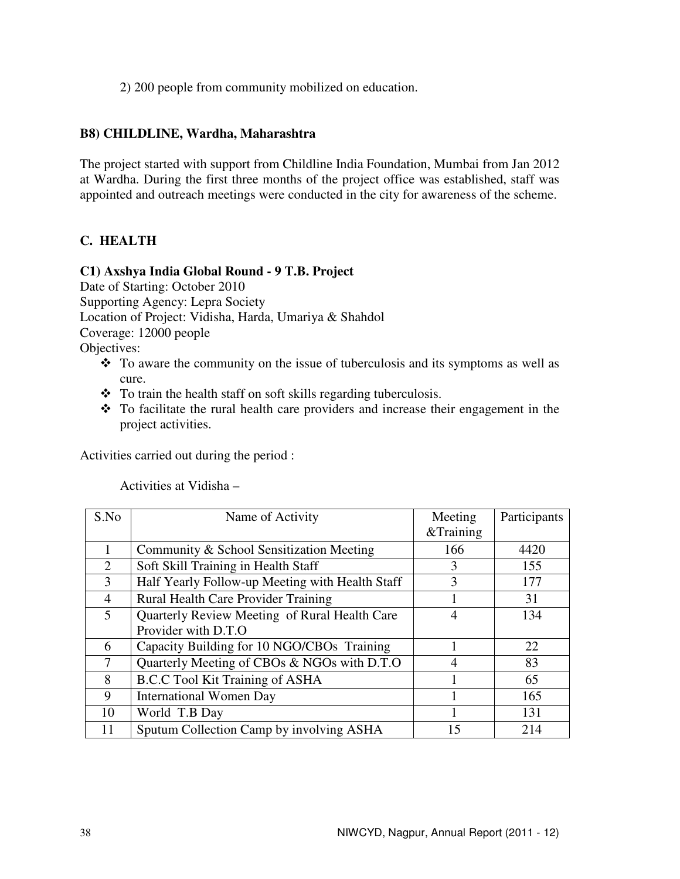2) 200 people from community mobilized on education.

**B8) CHILDLINE, Wardha, Maharashtra**

The project started with support from Childline India Foundation, Mumbai from Jan 2012 at Wardha. During the first three months of the project office was established, staff was appointed and outreach meetings were conducted in the city for awareness of the scheme.

## C. HEALTH

**C1) Axshya India Global Round - 9 T.B. Project**

Date of Starting: October 2010
Supporting Agency: Lepra Society
Location of Project: Vidisha, Harda, Umariya & Shahdol
Coverage: 12000 people
Objectives:

- To aware the community on the issue of tuberculosis and its symptoms as well as cure.
- To train the health staff on soft skills regarding tuberculosis.
- To facilitate the rural health care providers and increase their engagement in the project activities.

Activities carried out during the period :

Activities at Vidisha –

| S.No | Name of Activity | Meeting &Training | Participants |
|---|---|---|---|
| 1 | Community & School Sensitization Meeting | 166 | 4420 |
| 2 | Soft Skill Training in Health Staff | 3 | 155 |
| 3 | Half Yearly Follow-up Meeting with Health Staff | 3 | 177 |
| 4 | Rural Health Care Provider Training | 1 | 31 |
| 5 | Quarterly Review Meeting of Rural Health Care Provider with D.T.O | 4 | 134 |
| 6 | Capacity Building for 10 NGO/CBOs Training | 1 | 22 |
| 7 | Quarterly Meeting of CBOs & NGOs with D.T.O | 4 | 83 |
| 8 | B.C.C Tool Kit Training of ASHA | 1 | 65 |
| 9 | International Women Day | 1 | 165 |
| 10 | World T.B Day | 1 | 131 |
| 11 | Sputum Collection Camp by involving ASHA | 15 | 214 |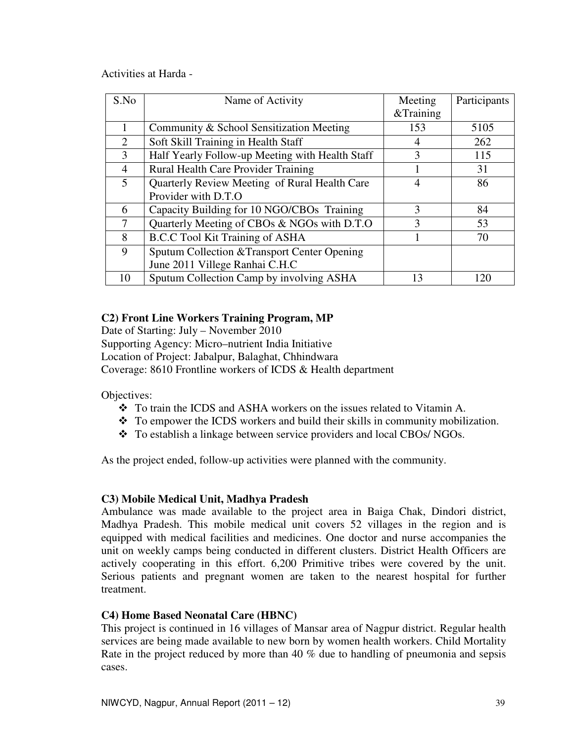Activities at Harda -

| S.No | Name of Activity | Meeting &Training | Participants |
|---|---|---|---|
| 1 | Community & School Sensitization Meeting | 153 | 5105 |
| 2 | Soft Skill Training in Health Staff | 4 | 262 |
| 3 | Half Yearly Follow-up Meeting with Health Staff | 3 | 115 |
| 4 | Rural Health Care Provider Training | 1 | 31 |
| 5 | Quarterly Review Meeting of Rural Health Care Provider with D.T.O | 4 | 86 |
| 6 | Capacity Building for 10 NGO/CBOs Training | 3 | 84 |
| 7 | Quarterly Meeting of CBOs & NGOs with D.T.O | 3 | 53 |
| 8 | B.C.C Tool Kit Training of ASHA | 1 | 70 |
| 9 | Sputum Collection &Transport Center Opening June 2011 Villege Ranhai C.H.C | | |
| 10 | Sputum Collection Camp by involving ASHA | 13 | 120 |

**C2) Front Line Workers Training Program, MP**

Date of Starting: July – November 2010
Supporting Agency: Micro–nutrient India Initiative
Location of Project: Jabalpur, Balaghat, Chhindwara
Coverage: 8610 Frontline workers of ICDS & Health department

Objectives:

- To train the ICDS and ASHA workers on the issues related to Vitamin A.
- To empower the ICDS workers and build their skills in community mobilization.
- To establish a linkage between service providers and local CBOs/ NGOs.

As the project ended, follow-up activities were planned with the community.

**C3) Mobile Medical Unit, Madhya Pradesh**

Ambulance was made available to the project area in Baiga Chak, Dindori district, Madhya Pradesh. This mobile medical unit covers 52 villages in the region and is equipped with medical facilities and medicines. One doctor and nurse accompanies the unit on weekly camps being conducted in different clusters. District Health Officers are actively cooperating in this effort. 6,200 Primitive tribes were covered by the unit. Serious patients and pregnant women are taken to the nearest hospital for further treatment.

**C4) Home Based Neonatal Care (HBNC)**

This project is continued in 16 villages of Mansar area of Nagpur district. Regular health services are being made available to new born by women health workers. Child Mortality Rate in the project reduced by more than 40 % due to handling of pneumonia and sepsis cases.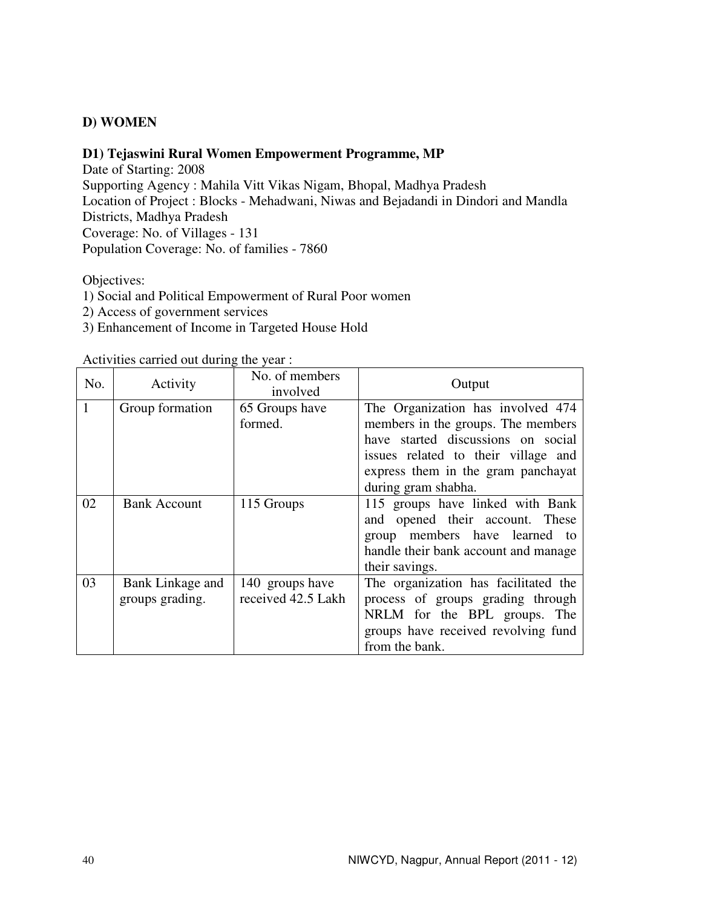## D) WOMEN

### D1) Tejaswini Rural Women Empowerment Programme, MP

Date of Starting: 2008
Supporting Agency : Mahila Vitt Vikas Nigam, Bhopal, Madhya Pradesh
Location of Project : Blocks - Mehadwani, Niwas and Bejadandi in Dindori and Mandla Districts, Madhya Pradesh
Coverage: No. of Villages - 131
Population Coverage: No. of families - 7860

Objectives:

1) Social and Political Empowerment of Rural Poor women
2) Access of government services
3) Enhancement of Income in Targeted House Hold

Activities carried out during the year :

| No. | Activity | No. of members involved | Output |
|---|---|---|---|
| 1 | Group formation | 65 Groups have formed. | The Organization has involved 474 members in the groups. The members have started discussions on social issues related to their village and express them in the gram panchayat during gram shabha. |
| 02 | Bank Account | 115 Groups | 115 groups have linked with Bank and opened their account. These group members have learned to handle their bank account and manage their savings. |
| 03 | Bank Linkage and groups grading. | 140 groups have received 42.5 Lakh | The organization has facilitated the process of groups grading through NRLM for the BPL groups. The groups have received revolving fund from the bank. |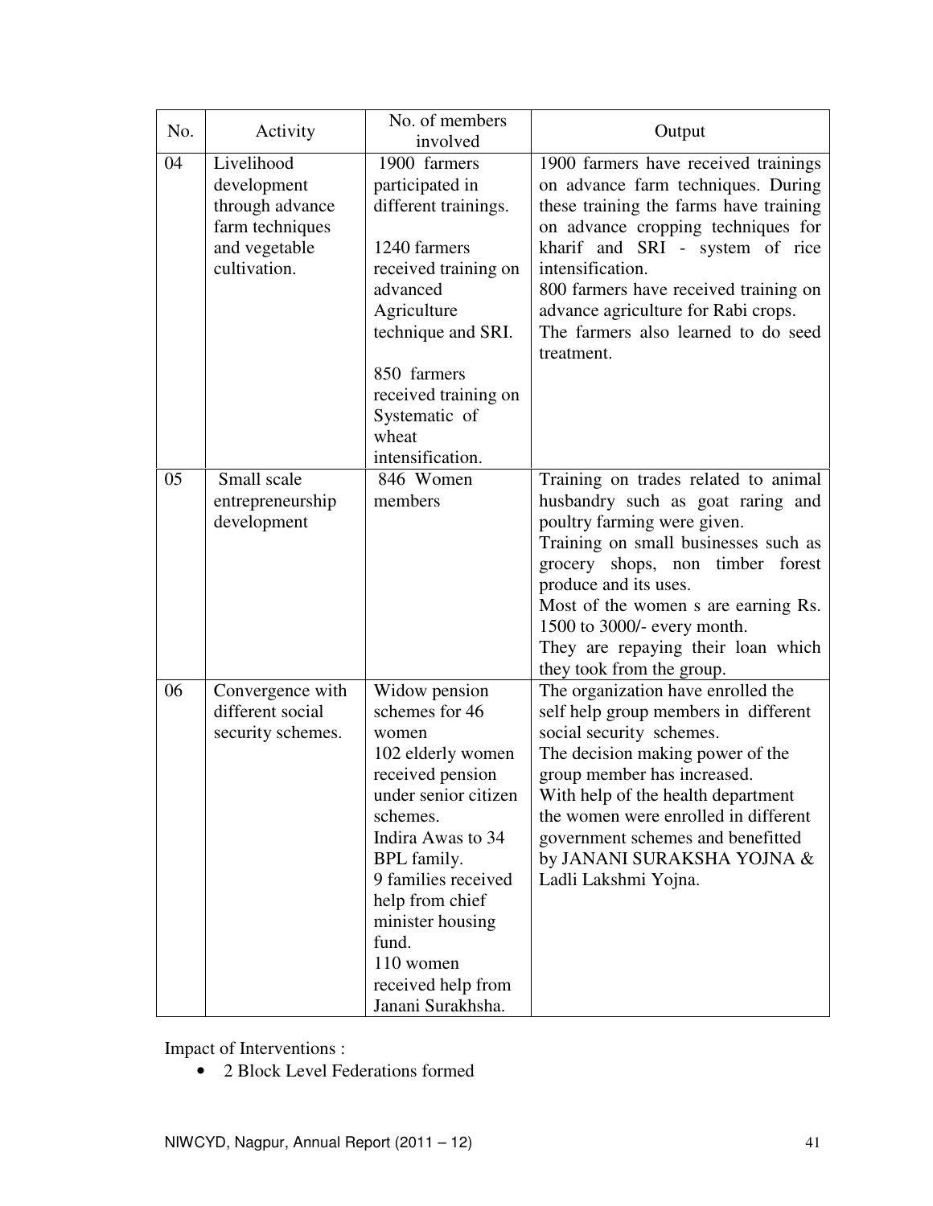| No. | Activity | No. of members involved | Output |
|---|---|---|---|
| 04 | Livelihood development through advance farm techniques and vegetable cultivation. | 1900 farmers participated in different trainings.<br><br>1240 farmers received training on advanced Agriculture technique and SRI.<br><br>850 farmers received training on Systematic of wheat intensification. | 1900 farmers have received trainings on advance farm techniques. During these training the farms have training on advance cropping techniques for kharif and SRI - system of rice intensification.<br>800 farmers have received training on advance agriculture for Rabi crops.<br>The farmers also learned to do seed treatment. |
| 05 | Small scale entrepreneurship development | 846 Women members | Training on trades related to animal husbandry such as goat raring and poultry farming were given.<br>Training on small businesses such as grocery shops, non timber forest produce and its uses.<br>Most of the women s are earning Rs. 1500 to 3000/- every month.<br>They are repaying their loan which they took from the group. |
| 06 | Convergence with different social security schemes. | Widow pension schemes for 46 women<br>102 elderly women received pension under senior citizen schemes.<br>Indira Awas to 34 BPL family.<br>9 families received help from chief minister housing fund.<br>110 women received help from Janani Surakhsha. | The organization have enrolled the self help group members in different social security schemes.<br>The decision making power of the group member has increased.<br>With help of the health department the women were enrolled in different government schemes and benefitted by JANANI SURAKSHA YOJNA & Ladli Lakshmi Yojna. |

Impact of Interventions :

- 2 Block Level Federations formed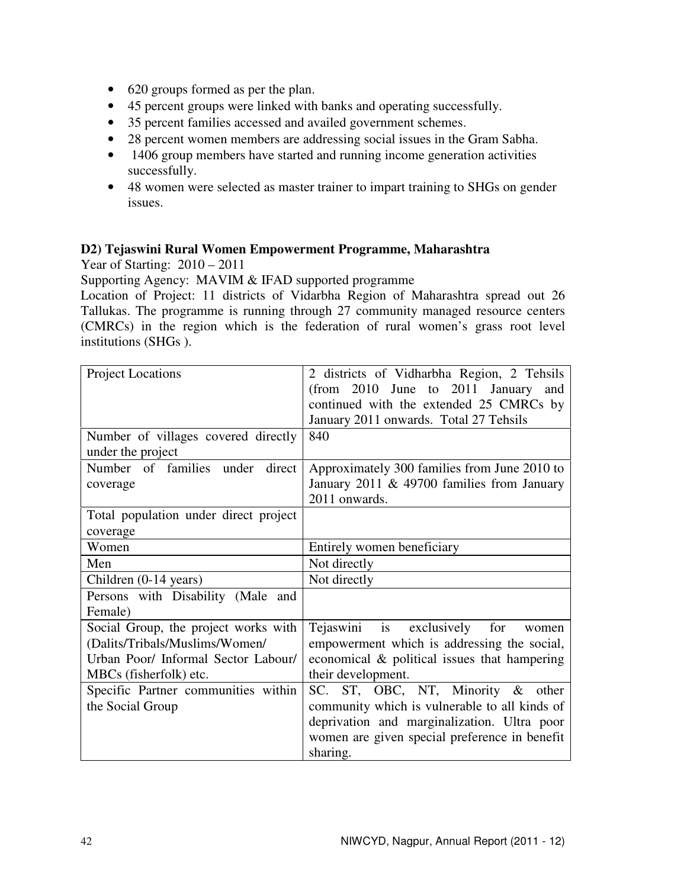- 620 groups formed as per the plan.
- 45 percent groups were linked with banks and operating successfully.
- 35 percent families accessed and availed government schemes.
- 28 percent women members are addressing social issues in the Gram Sabha.
- 1406 group members have started and running income generation activities successfully.
- 48 women were selected as master trainer to impart training to SHGs on gender issues.

**D2) Tejaswini Rural Women Empowerment Programme, Maharashtra**

Year of Starting: 2010 – 2011

Supporting Agency: MAVIM & IFAD supported programme

Location of Project: 11 districts of Vidarbha Region of Maharashtra spread out 26 Tallukas. The programme is running through 27 community managed resource centers (CMRCs) in the region which is the federation of rural women's grass root level institutions (SHGs ).

| Project Locations | 2 districts of Vidharbha Region, 2 Tehsils (from 2010 June to 2011 January and continued with the extended 25 CMRCs by January 2011 onwards. Total 27 Tehsils |
|---|---|
| Number of villages covered directly under the project | 840 |
| Number of families under direct coverage | Approximately 300 families from June 2010 to January 2011 & 49700 families from January 2011 onwards. |
| Total population under direct project coverage | |
| Women | Entirely women beneficiary |
| Men | Not directly |
| Children (0-14 years) | Not directly |
| Persons with Disability (Male and Female) | |
| Social Group, the project works with (Dalits/Tribals/Muslims/Women/ Urban Poor/ Informal Sector Labour/ MBCs (fisherfolk) etc. | Tejaswini is exclusively for women empowerment which is addressing the social, economical & political issues that hampering their development. |
| Specific Partner communities within the Social Group | SC. ST, OBC, NT, Minority & other community which is vulnerable to all kinds of deprivation and marginalization. Ultra poor women are given special preference in benefit sharing. |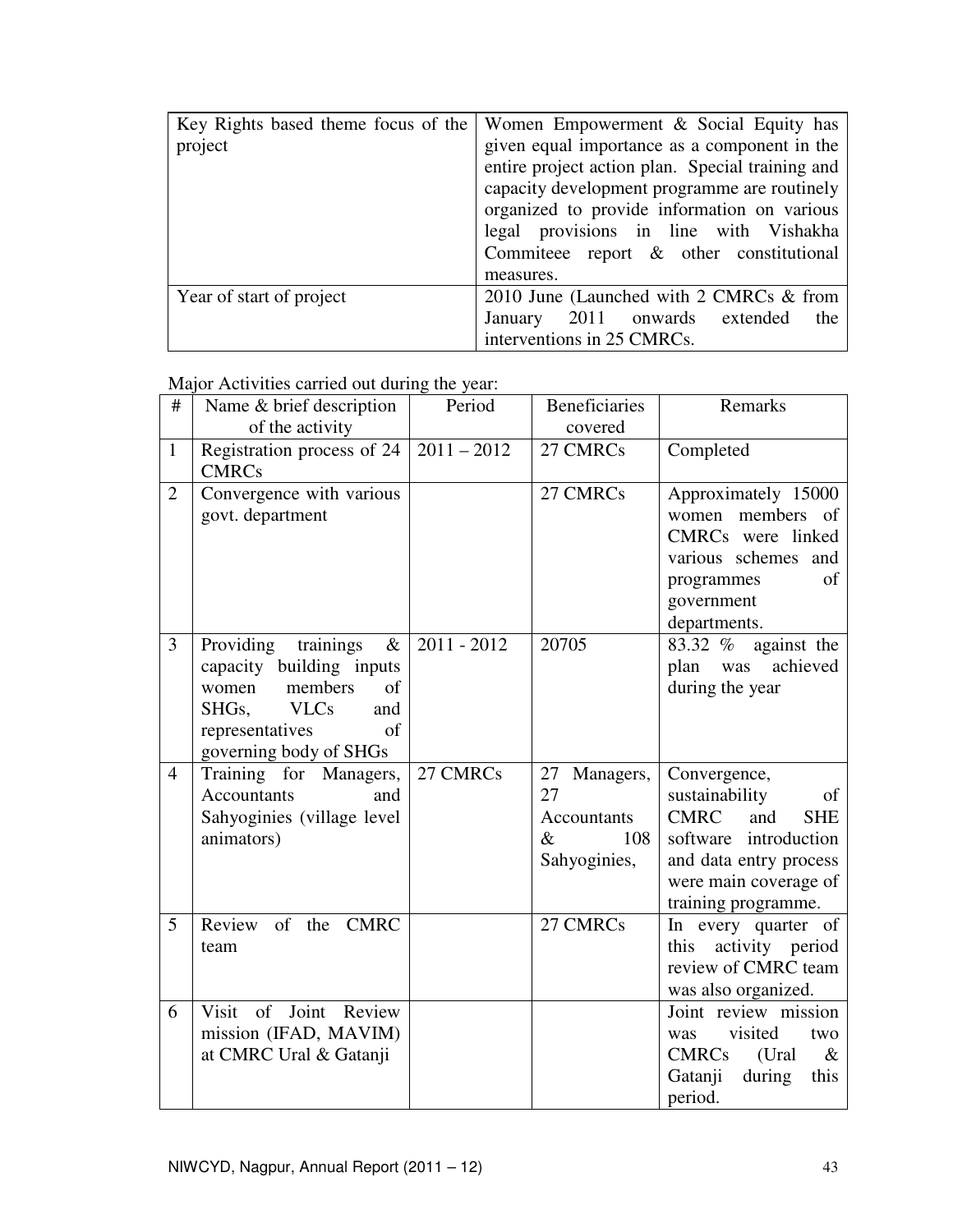| Key Rights based theme focus of the project | Women Empowerment & Social Equity has given equal importance as a component in the entire project action plan. Special training and capacity development programme are routinely organized to provide information on various legal provisions in line with Vishakha Commiteee report & other constitutional measures. |
|---|---|
| Year of start of project | 2010 June (Launched with 2 CMRCs & from January 2011 onwards extended the interventions in 25 CMRCs. |

Major Activities carried out during the year:

| # | Name & brief description of the activity | Period | Beneficiaries covered | Remarks |
|---|---|---|---|---|
| 1 | Registration process of 24 CMRCs | 2011 – 2012 | 27 CMRCs | Completed |
| 2 | Convergence with various govt. department | | 27 CMRCs | Approximately 15000 women members of CMRCs were linked various schemes and programmes of government departments. |
| 3 | Providing trainings & capacity building inputs women members of SHGs, VLCs and representatives of governing body of SHGs | 2011 - 2012 | 20705 | 83.32 % against the plan was achieved during the year |
| 4 | Training for Managers, Accountants and Sahyoginies (village level animators) | 27 CMRCs | 27 Managers, 27 Accountants & 108 Sahyoginies, | Convergence, sustainability of CMRC and SHE software introduction and data entry process were main coverage of training programme. |
| 5 | Review of the CMRC team | | 27 CMRCs | In every quarter of this activity period review of CMRC team was also organized. |
| 6 | Visit of Joint Review mission (IFAD, MAVIM) at CMRC Ural & Gatanji | | | Joint review mission was visited two CMRCs (Ural & Gatanji during this period. |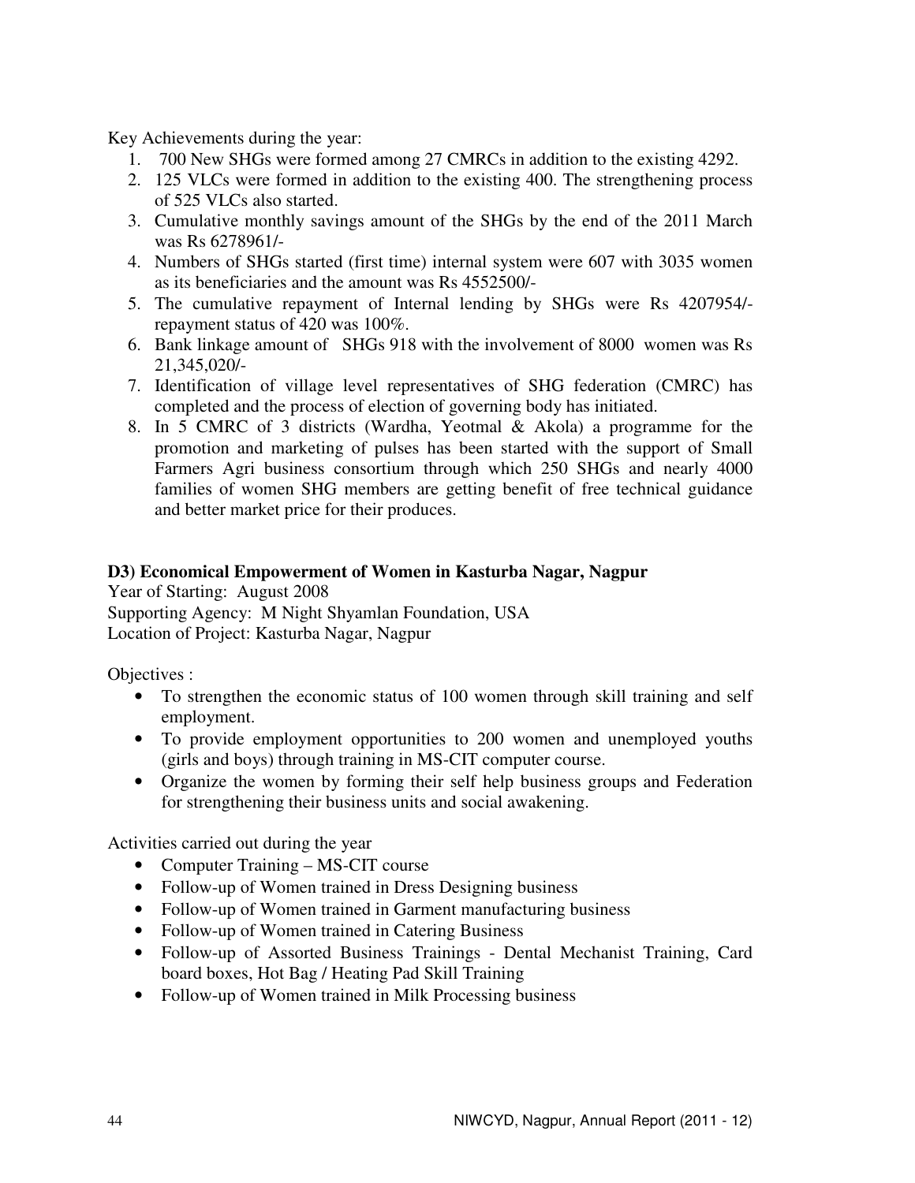Key Achievements during the year:

1. 700 New SHGs were formed among 27 CMRCs in addition to the existing 4292.
2. 125 VLCs were formed in addition to the existing 400. The strengthening process of 525 VLCs also started.
3. Cumulative monthly savings amount of the SHGs by the end of the 2011 March was Rs 6278961/-
4. Numbers of SHGs started (first time) internal system were 607 with 3035 women as its beneficiaries and the amount was Rs 4552500/-
5. The cumulative repayment of Internal lending by SHGs were Rs 4207954/- repayment status of 420 was 100%.
6. Bank linkage amount of SHGs 918 with the involvement of 8000 women was Rs 21,345,020/-
7. Identification of village level representatives of SHG federation (CMRC) has completed and the process of election of governing body has initiated.
8. In 5 CMRC of 3 districts (Wardha, Yeotmal & Akola) a programme for the promotion and marketing of pulses has been started with the support of Small Farmers Agri business consortium through which 250 SHGs and nearly 4000 families of women SHG members are getting benefit of free technical guidance and better market price for their produces.

**D3) Economical Empowerment of Women in Kasturba Nagar, Nagpur**

Year of Starting: August 2008
Supporting Agency: M Night Shyamlan Foundation, USA
Location of Project: Kasturba Nagar, Nagpur

Objectives :

- To strengthen the economic status of 100 women through skill training and self employment.
- To provide employment opportunities to 200 women and unemployed youths (girls and boys) through training in MS-CIT computer course.
- Organize the women by forming their self help business groups and Federation for strengthening their business units and social awakening.

Activities carried out during the year

- Computer Training – MS-CIT course
- Follow-up of Women trained in Dress Designing business
- Follow-up of Women trained in Garment manufacturing business
- Follow-up of Women trained in Catering Business
- Follow-up of Assorted Business Trainings - Dental Mechanist Training, Card board boxes, Hot Bag / Heating Pad Skill Training
- Follow-up of Women trained in Milk Processing business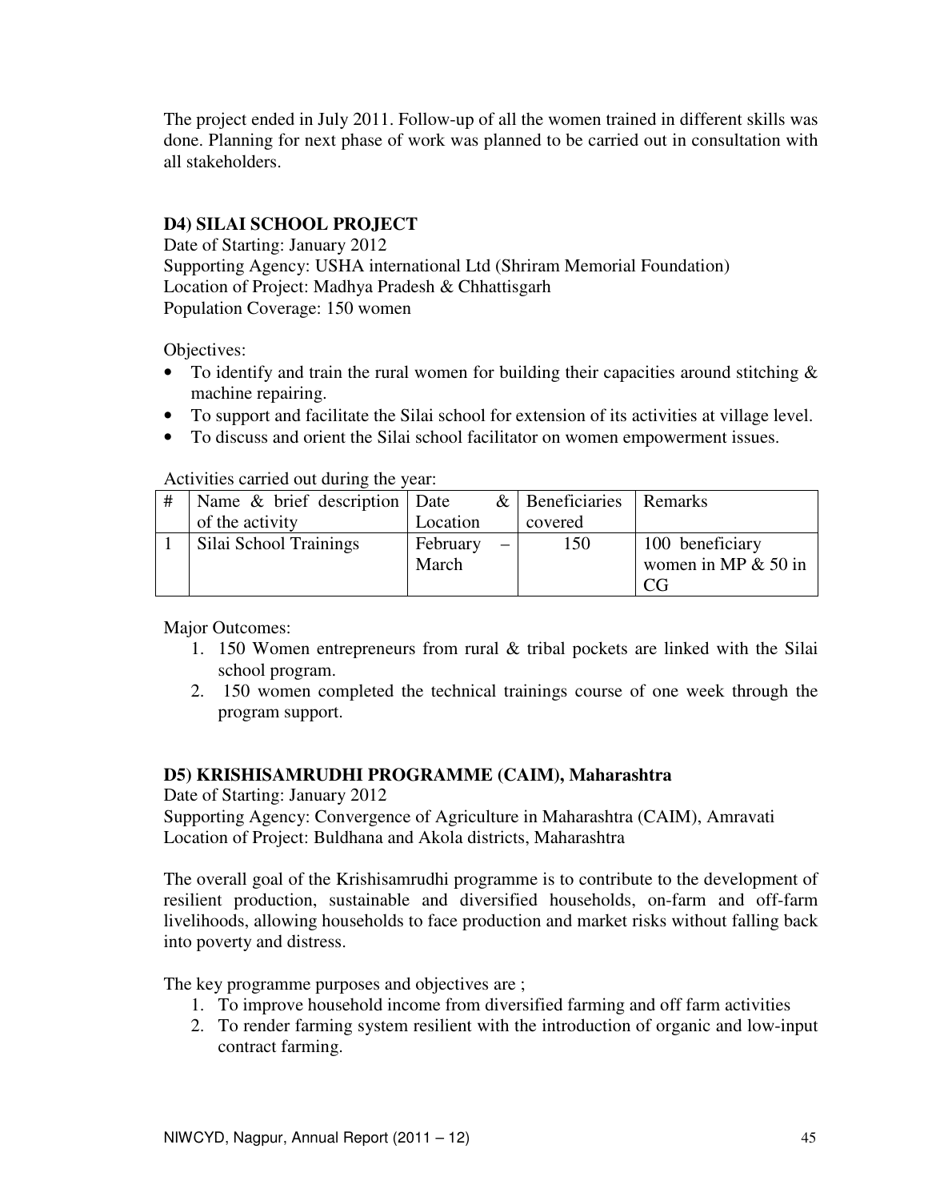The project ended in July 2011. Follow-up of all the women trained in different skills was done. Planning for next phase of work was planned to be carried out in consultation with all stakeholders.

### D4) SILAI SCHOOL PROJECT

Date of Starting: January 2012
Supporting Agency: USHA international Ltd (Shriram Memorial Foundation)
Location of Project: Madhya Pradesh & Chhattisgarh
Population Coverage: 150 women

Objectives:

- To identify and train the rural women for building their capacities around stitching & machine repairing.
- To support and facilitate the Silai school for extension of its activities at village level.
- To discuss and orient the Silai school facilitator on women empowerment issues.

Activities carried out during the year:

| # | Name & brief description of the activity | Date & Location | Beneficiaries covered | Remarks |
|---|---|---|---|---|
| 1 | Silai School Trainings | February – March | 150 | 100 beneficiary women in MP & 50 in CG |

Major Outcomes:

1. 150 Women entrepreneurs from rural & tribal pockets are linked with the Silai school program.
2. 150 women completed the technical trainings course of one week through the program support.

### D5) KRISHISAMRUDHI PROGRAMME (CAIM), Maharashtra

Date of Starting: January 2012
Supporting Agency: Convergence of Agriculture in Maharashtra (CAIM), Amravati
Location of Project: Buldhana and Akola districts, Maharashtra

The overall goal of the Krishisamrudhi programme is to contribute to the development of resilient production, sustainable and diversified households, on-farm and off-farm livelihoods, allowing households to face production and market risks without falling back into poverty and distress.

The key programme purposes and objectives are ;

1. To improve household income from diversified farming and off farm activities
2. To render farming system resilient with the introduction of organic and low-input contract farming.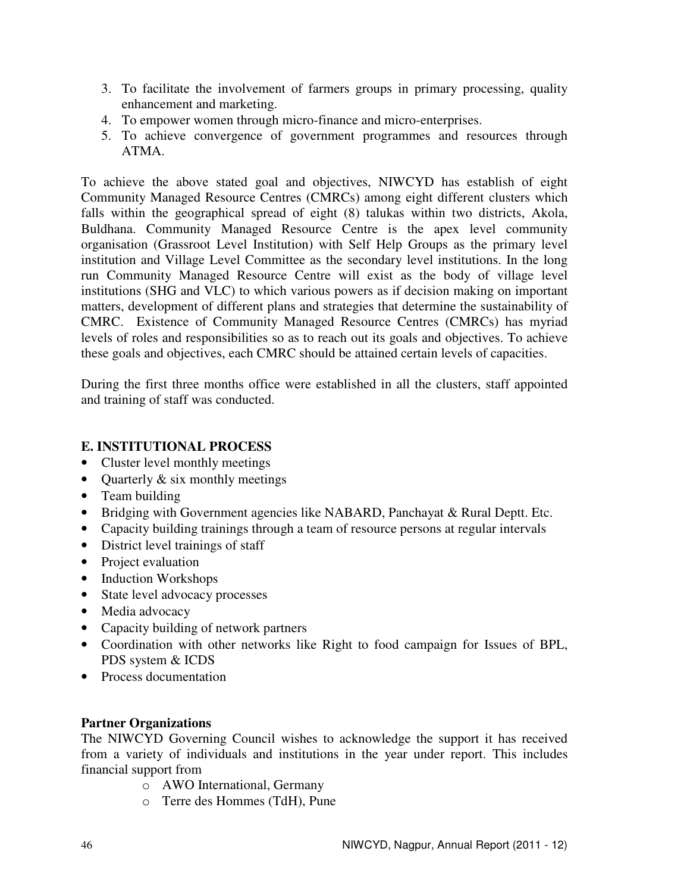3. To facilitate the involvement of farmers groups in primary processing, quality enhancement and marketing.
4. To empower women through micro-finance and micro-enterprises.
5. To achieve convergence of government programmes and resources through ATMA.

To achieve the above stated goal and objectives, NIWCYD has establish of eight Community Managed Resource Centres (CMRCs) among eight different clusters which falls within the geographical spread of eight (8) talukas within two districts, Akola, Buldhana. Community Managed Resource Centre is the apex level community organisation (Grassroot Level Institution) with Self Help Groups as the primary level institution and Village Level Committee as the secondary level institutions. In the long run Community Managed Resource Centre will exist as the body of village level institutions (SHG and VLC) to which various powers as if decision making on important matters, development of different plans and strategies that determine the sustainability of CMRC. Existence of Community Managed Resource Centres (CMRCs) has myriad levels of roles and responsibilities so as to reach out its goals and objectives. To achieve these goals and objectives, each CMRC should be attained certain levels of capacities.

During the first three months office were established in all the clusters, staff appointed and training of staff was conducted.

## E. INSTITUTIONAL PROCESS

- Cluster level monthly meetings
- Quarterly & six monthly meetings
- Team building
- Bridging with Government agencies like NABARD, Panchayat & Rural Deptt. Etc.
- Capacity building trainings through a team of resource persons at regular intervals
- District level trainings of staff
- Project evaluation
- Induction Workshops
- State level advocacy processes
- Media advocacy
- Capacity building of network partners
- Coordination with other networks like Right to food campaign for Issues of BPL, PDS system & ICDS
- Process documentation

**Partner Organizations**

The NIWCYD Governing Council wishes to acknowledge the support it has received from a variety of individuals and institutions in the year under report. This includes financial support from

- AWO International, Germany
- Terre des Hommes (TdH), Pune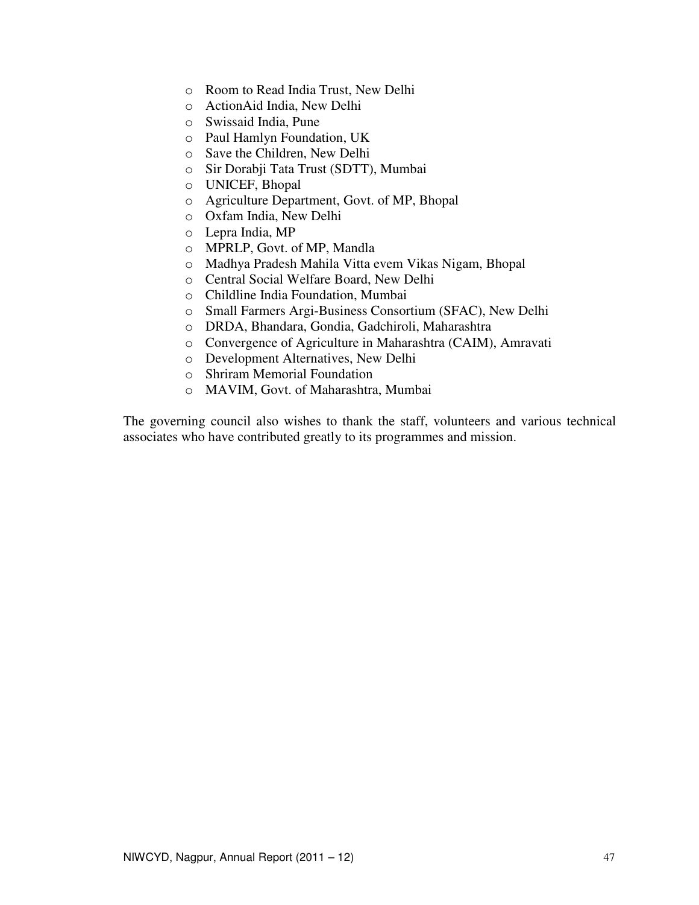- Room to Read India Trust, New Delhi
- ActionAid India, New Delhi
- Swissaid India, Pune
- Paul Hamlyn Foundation, UK
- Save the Children, New Delhi
- Sir Dorabji Tata Trust (SDTT), Mumbai
- UNICEF, Bhopal
- Agriculture Department, Govt. of MP, Bhopal
- Oxfam India, New Delhi
- Lepra India, MP
- MPRLP, Govt. of MP, Mandla
- Madhya Pradesh Mahila Vitta evem Vikas Nigam, Bhopal
- Central Social Welfare Board, New Delhi
- Childline India Foundation, Mumbai
- Small Farmers Argi-Business Consortium (SFAC), New Delhi
- DRDA, Bhandara, Gondia, Gadchiroli, Maharashtra
- Convergence of Agriculture in Maharashtra (CAIM), Amravati
- Development Alternatives, New Delhi
- Shriram Memorial Foundation
- MAVIM, Govt. of Maharashtra, Mumbai

The governing council also wishes to thank the staff, volunteers and various technical associates who have contributed greatly to its programmes and mission.